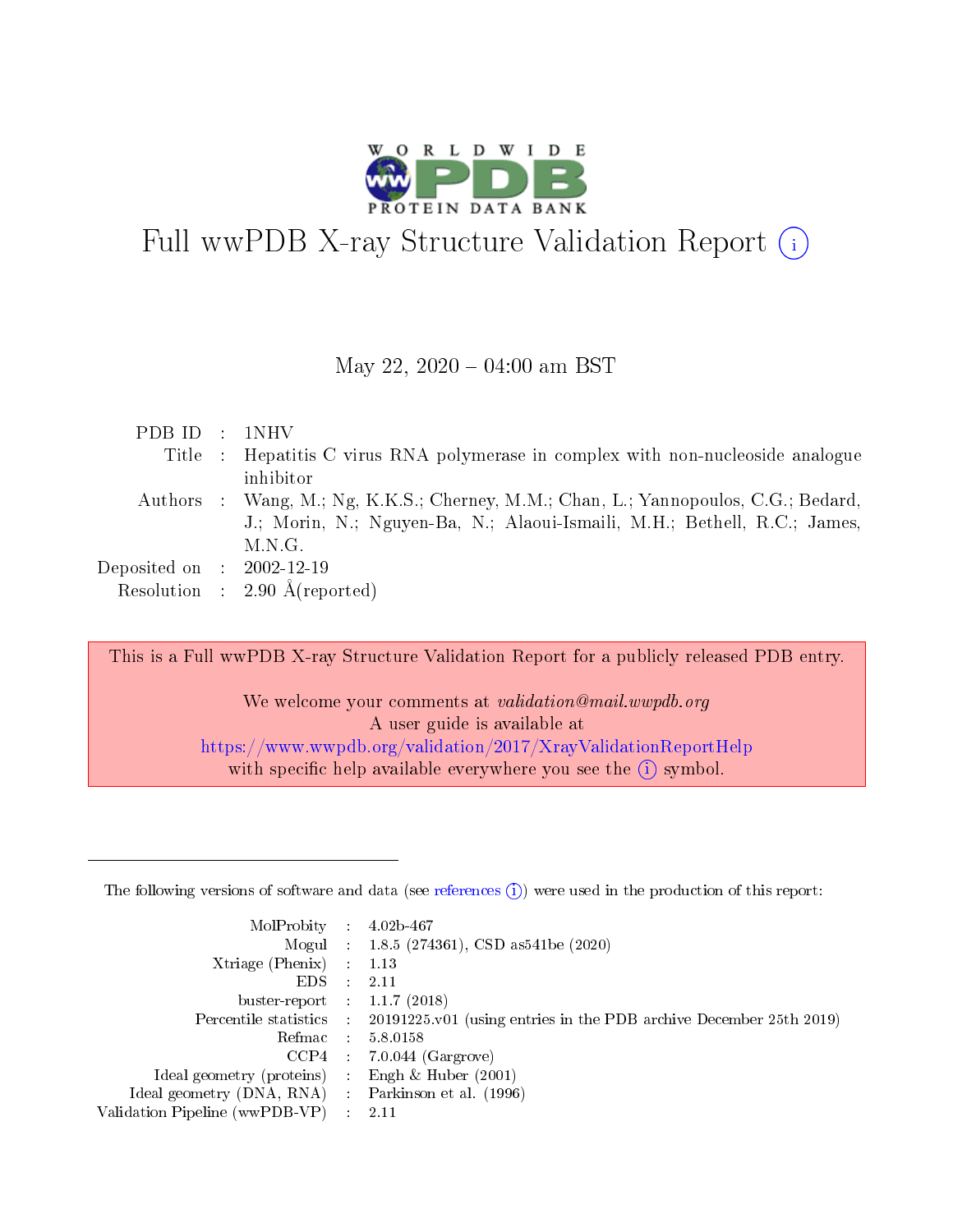# Full wwPDB X-ray Structure Validation Report (i)

May 22, 2020 – 04:00 am BST

| | | |
|---|---|---|
| PDB ID | : | 1NHV |
| Title | : | Hepatitis C virus RNA polymerase in complex with non-nucleoside analogue inhibitor |
| Authors | : | Wang, M.; Ng, K.K.S.; Cherney, M.M.; Chan, L.; Yannopoulos, C.G.; Bedard, J.; Morin, N.; Nguyen-Ba, N.; Alaoui-Ismaili, M.H.; Bethell, R.C.; James, M.N.G. |
| Deposited on | : | 2002-12-19 |
| Resolution | : | 2.90 Å(reported) |

This is a Full wwPDB X-ray Structure Validation Report for a publicly released PDB entry.

We welcome your comments at *validation@mail.wwpdb.org*
A user guide is available at
https://www.wwpdb.org/validation/2017/XrayValidationReportHelp
with specific help available everywhere you see the (i) symbol.

---

The following versions of software and data (see references (i)) were used in the production of this report:

| | | |
|---|---|---|
| MolProbity | : | 4.02b-467 |
| Mogul | : | 1.8.5 (274361), CSD as541be (2020) |
| Xtriage (Phenix) | : | 1.13 |
| EDS | : | 2.11 |
| buster-report | : | 1.1.7 (2018) |
| Percentile statistics | : | 20191225.v01 (using entries in the PDB archive December 25th 2019) |
| Refmac | : | 5.8.0158 |
| CCP4 | : | 7.0.044 (Gargrove) |
| Ideal geometry (proteins) | : | Engh & Huber (2001) |
| Ideal geometry (DNA, RNA) | : | Parkinson et al. (1996) |
| Validation Pipeline (wwPDB-VP) | : | 2.11 |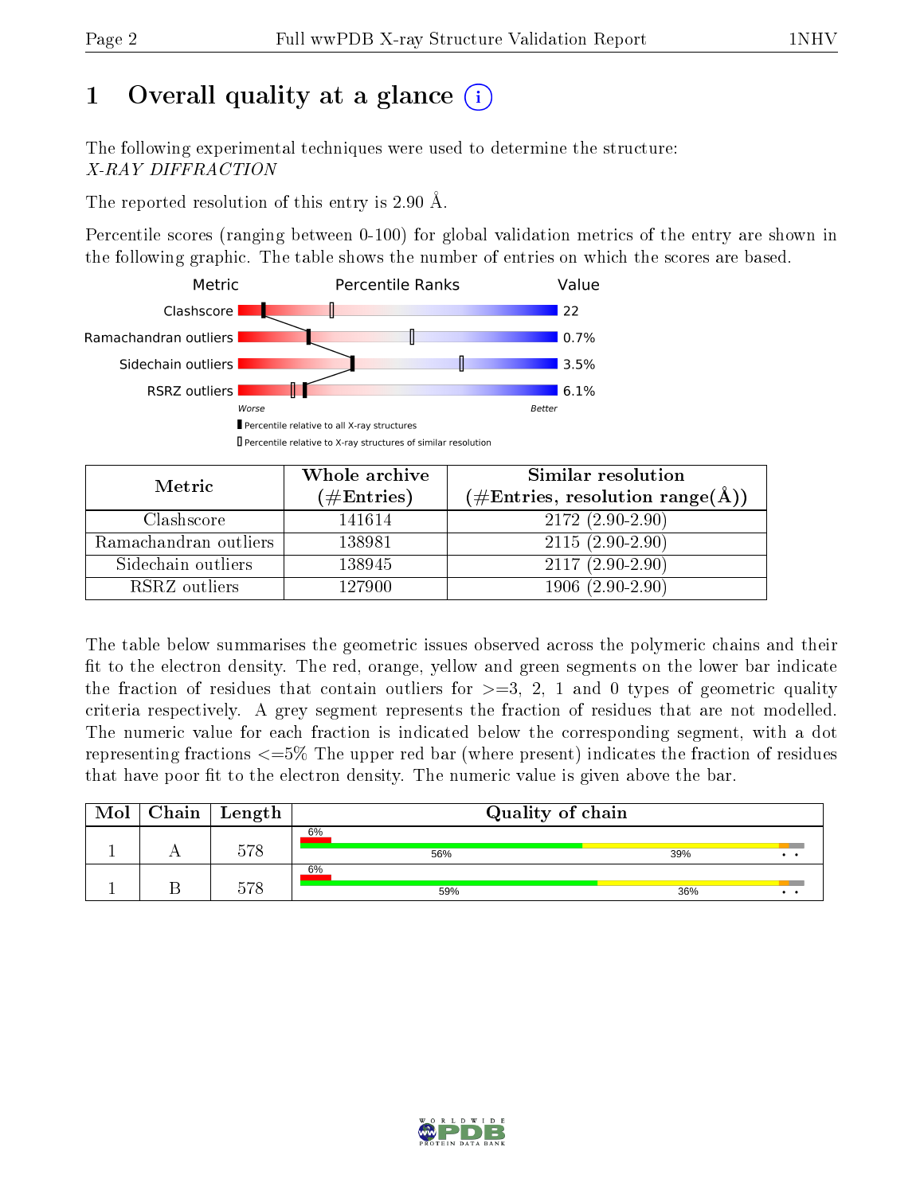# 1 Overall quality at a glance

The following experimental techniques were used to determine the structure:
*X-RAY DIFFRACTION*

The reported resolution of this entry is 2.90 Å.

Percentile scores (ranging between 0-100) for global validation metrics of the entry are shown in the following graphic. The table shows the number of entries on which the scores are based.

| Metric | Value |
|---|---|
| Clashscore | 22 |
| Ramachandran outliers | 0.7% |
| Sidechain outliers | 3.5% |
| RSRZ outliers | 6.1% |

Worse — Better

▮ Percentile relative to all X-ray structures
▯ Percentile relative to X-ray structures of similar resolution

| Metric | Whole archive (#Entries) | Similar resolution (#Entries, resolution range(Å)) |
|---|---|---|
| Clashscore | 141614 | 2172 (2.90-2.90) |
| Ramachandran outliers | 138981 | 2115 (2.90-2.90) |
| Sidechain outliers | 138945 | 2117 (2.90-2.90) |
| RSRZ outliers | 127900 | 1906 (2.90-2.90) |

The table below summarises the geometric issues observed across the polymeric chains and their fit to the electron density. The red, orange, yellow and green segments on the lower bar indicate the fraction of residues that contain outliers for >=3, 2, 1 and 0 types of geometric quality criteria respectively. A grey segment represents the fraction of residues that are not modelled. The numeric value for each fraction is indicated below the corresponding segment, with a dot representing fractions <=5% The upper red bar (where present) indicates the fraction of residues that have poor fit to the electron density. The numeric value is given above the bar.

| Mol | Chain | Length | Quality of chain |
|---|---|---|---|
| 1 | A | 578 | 6% / 56% / 39% / • • |
| 1 | B | 578 | 6% / 59% / 36% / • • |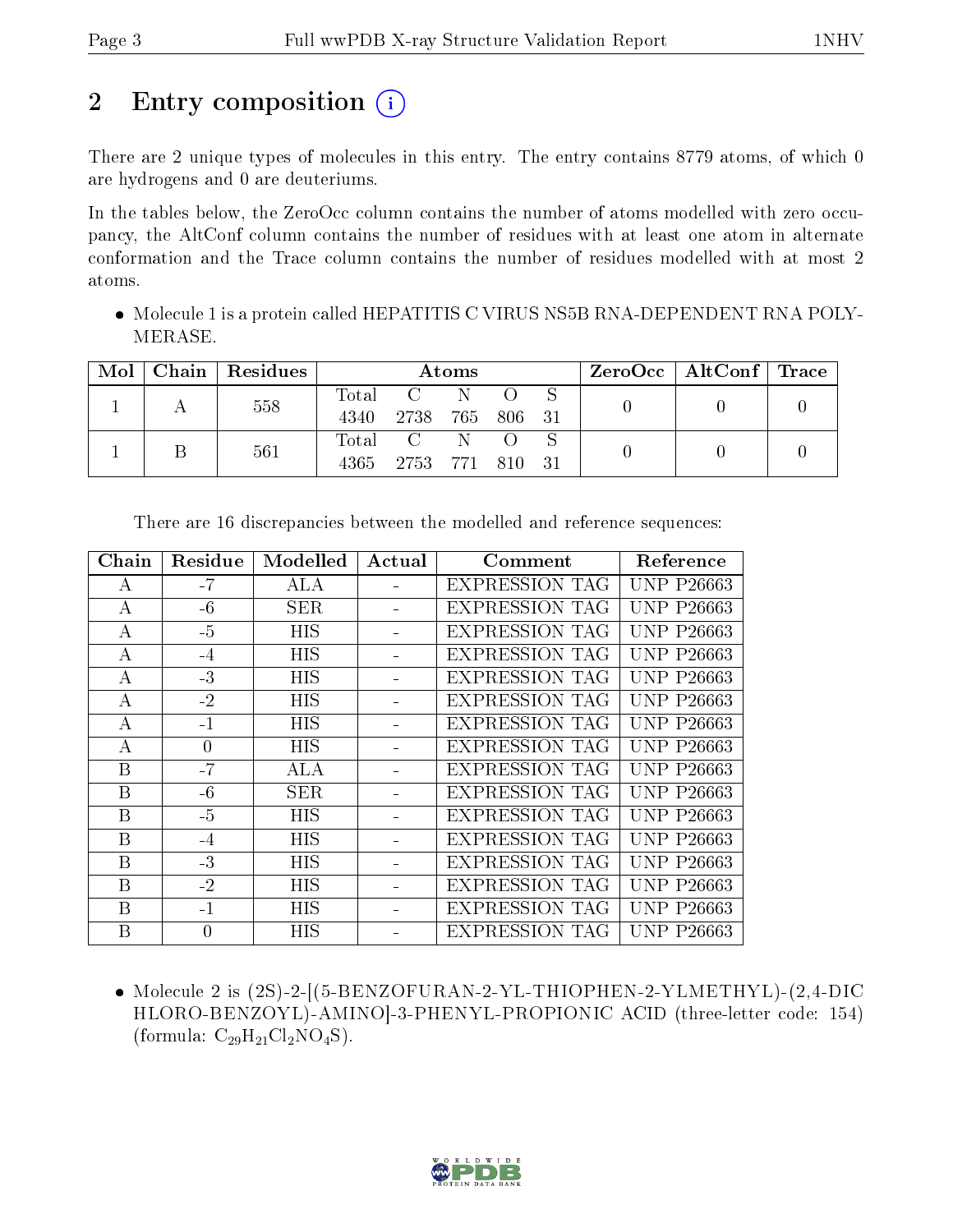# 2 Entry composition

There are 2 unique types of molecules in this entry. The entry contains 8779 atoms, of which 0 are hydrogens and 0 are deuteriums.

In the tables below, the ZeroOcc column contains the number of atoms modelled with zero occupancy, the AltConf column contains the number of residues with at least one atom in alternate conformation and the Trace column contains the number of residues modelled with at most 2 atoms.

- Molecule 1 is a protein called HEPATITIS C VIRUS NS5B RNA-DEPENDENT RNA POLYMERASE.

| Mol | Chain | Residues | Atoms | | | | | ZeroOcc | AltConf | Trace |
|---|---|---|---|---|---|---|---|---|---|---|
| 1 | A | 558 | Total 4340 | C 2738 | N 765 | O 806 | S 31 | 0 | 0 | 0 |
| 1 | B | 561 | Total 4365 | C 2753 | N 771 | O 810 | S 31 | 0 | 0 | 0 |

There are 16 discrepancies between the modelled and reference sequences:

| Chain | Residue | Modelled | Actual | Comment | Reference |
|---|---|---|---|---|---|
| A | -7 | ALA | - | EXPRESSION TAG | UNP P26663 |
| A | -6 | SER | - | EXPRESSION TAG | UNP P26663 |
| A | -5 | HIS | - | EXPRESSION TAG | UNP P26663 |
| A | -4 | HIS | - | EXPRESSION TAG | UNP P26663 |
| A | -3 | HIS | - | EXPRESSION TAG | UNP P26663 |
| A | -2 | HIS | - | EXPRESSION TAG | UNP P26663 |
| A | -1 | HIS | - | EXPRESSION TAG | UNP P26663 |
| A | 0 | HIS | - | EXPRESSION TAG | UNP P26663 |
| B | -7 | ALA | - | EXPRESSION TAG | UNP P26663 |
| B | -6 | SER | - | EXPRESSION TAG | UNP P26663 |
| B | -5 | HIS | - | EXPRESSION TAG | UNP P26663 |
| B | -4 | HIS | - | EXPRESSION TAG | UNP P26663 |
| B | -3 | HIS | - | EXPRESSION TAG | UNP P26663 |
| B | -2 | HIS | - | EXPRESSION TAG | UNP P26663 |
| B | -1 | HIS | - | EXPRESSION TAG | UNP P26663 |
| B | 0 | HIS | - | EXPRESSION TAG | UNP P26663 |

- Molecule 2 is (2S)-2-[(5-BENZOFURAN-2-YL-THIOPHEN-2-YLMETHYL)-(2,4-DICHLORO-BENZOYL)-AMINO]-3-PHENYL-PROPIONIC ACID (three-letter code: 154) (formula: $C_{29}H_{21}Cl_2NO_4S$).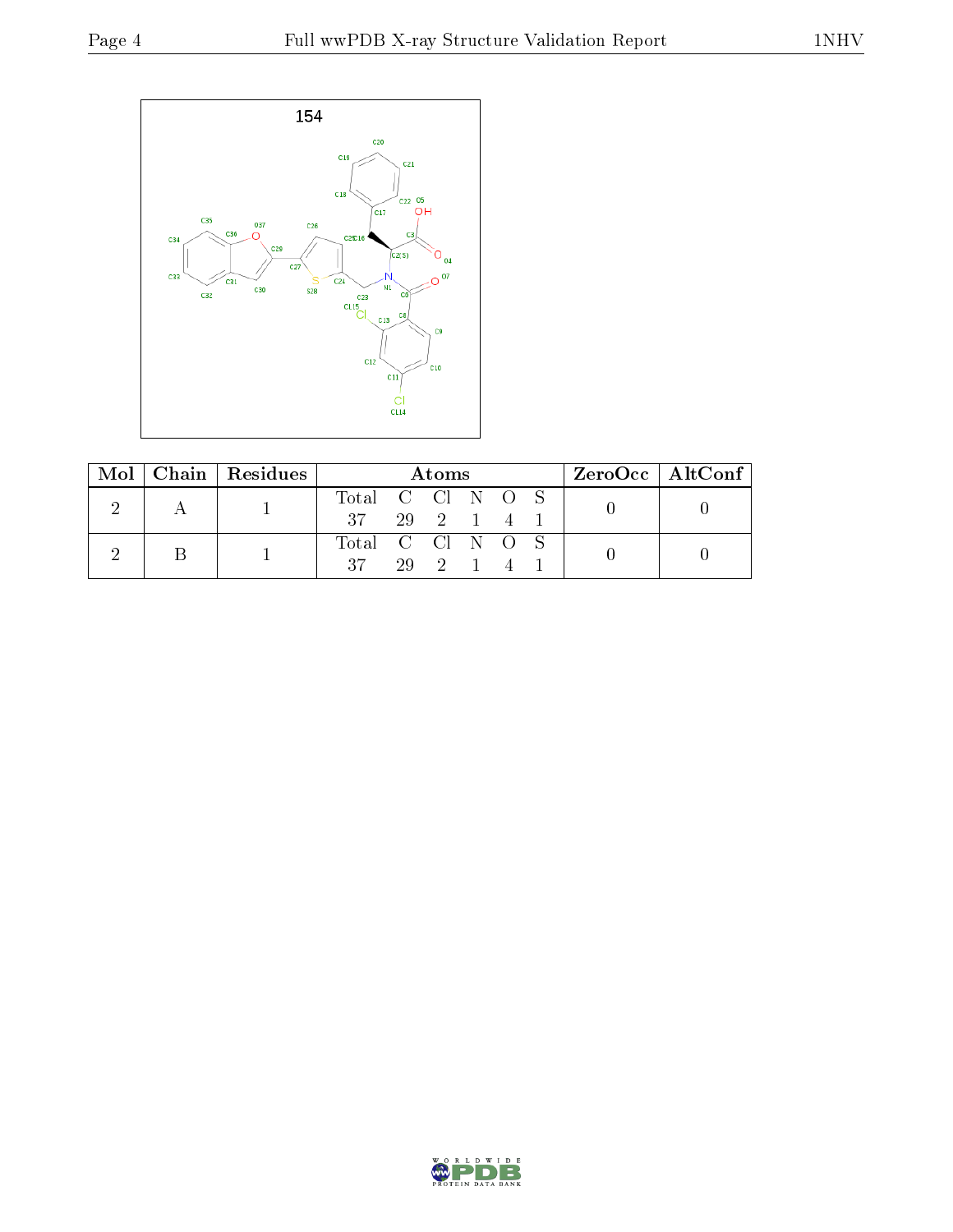| Mol | Chain | Residues | Atoms | | | | | | ZeroOcc | AltConf |
|---|---|---|---|---|---|---|---|---|---|---|
| | | | Total | C | Cl | N | O | S | | |
| 2 | A | 1 | 37 | 29 | 2 | 1 | 4 | 1 | 0 | 0 |
| 2 | B | 1 | 37 | 29 | 2 | 1 | 4 | 1 | 0 | 0 |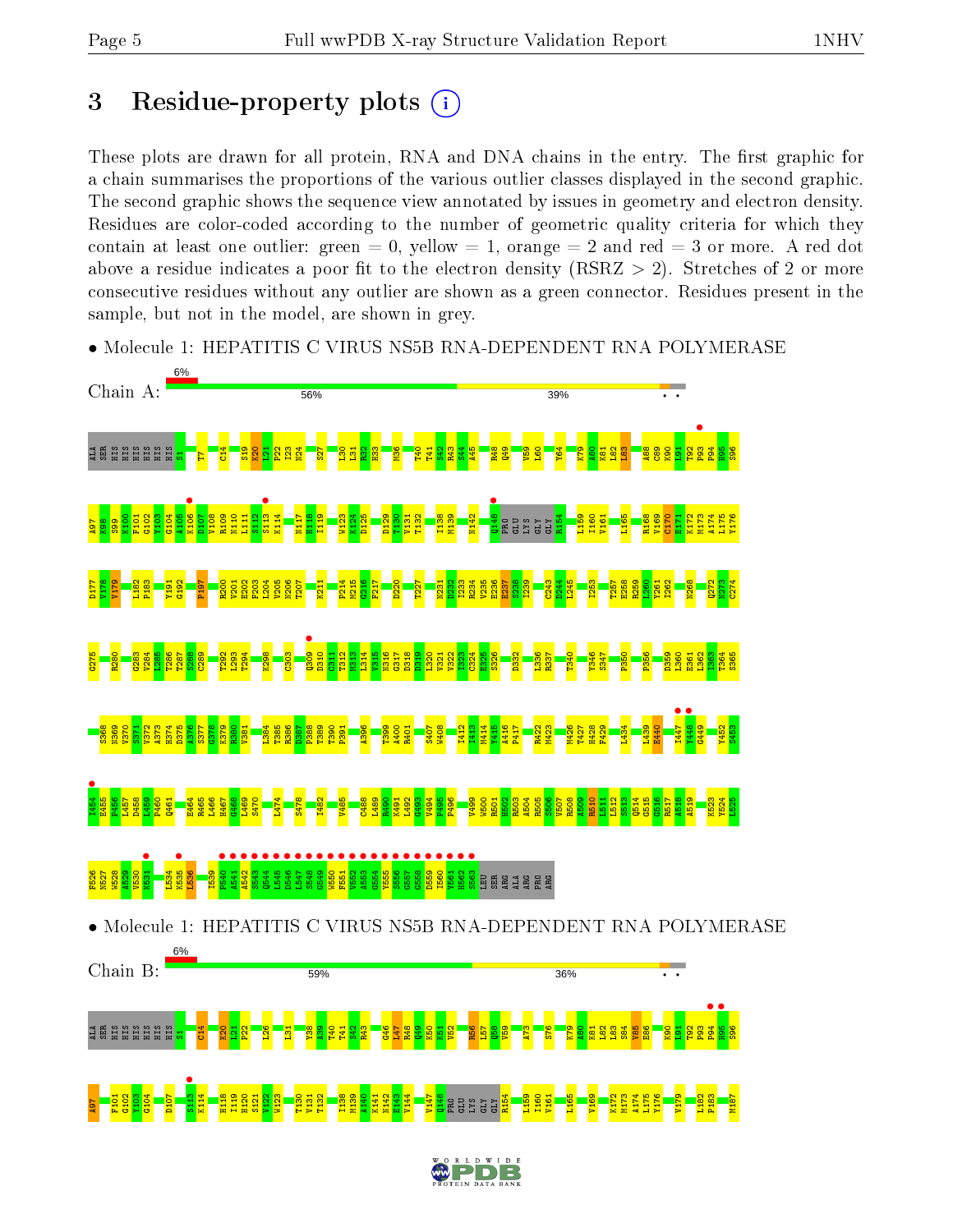# 3 Residue-property plots

These plots are drawn for all protein, RNA and DNA chains in the entry. The first graphic for a chain summarises the proportions of the various outlier classes displayed in the second graphic. The second graphic shows the sequence view annotated by issues in geometry and electron density. Residues are color-coded according to the number of geometric quality criteria for which they contain at least one outlier: green = 0, yellow = 1, orange = 2 and red = 3 or more. A red dot above a residue indicates a poor fit to the electron density (RSRZ > 2). Stretches of 2 or more consecutive residues without any outlier are shown as a green connector. Residues present in the sample, but not in the model, are shown in grey.

- Molecule 1: HEPATITIS C VIRUS NS5B RNA-DEPENDENT RNA POLYMERASE

Chain A: 6% | 56% | 39% | • •

- Molecule 1: HEPATITIS C VIRUS NS5B RNA-DEPENDENT RNA POLYMERASE

Chain B: 6% | 59% | 36% | • •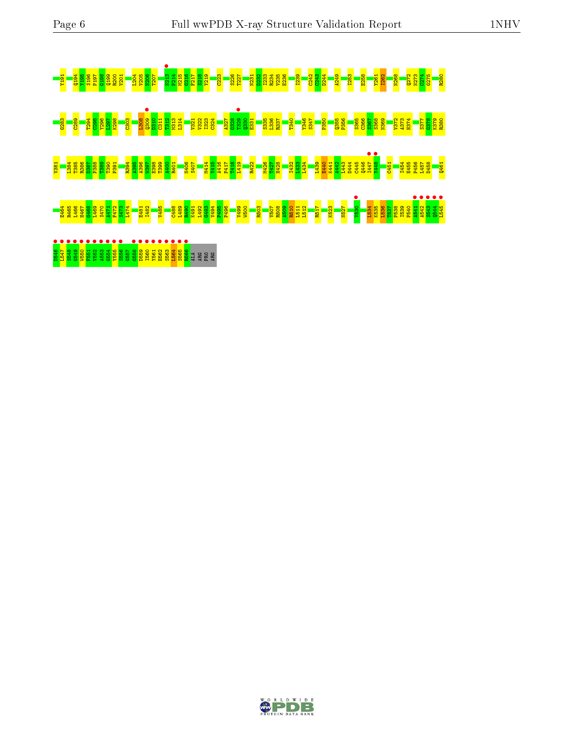Y191 Q194 Y195 S196 P197 G198 Q199 R200 V201 L204 V205 N206 T207 N213 P214 M215 G216 F217 S218 Y219 C223 S226 T227 N231 D232 I233 R234 V235 E236 I239 C242 C243 D244 A249 I253 E258 Y261 I262 N268 Q272 N273 C274 G275 R280

G283 C289 T294 C295 Y296 I297 K298 G303 L308 Q309 D310 C311 T312 N313 L314 V321 V322 I323 C324 A327 G328 T329 Q330 E331 S335 L336 R337 T340 Y346 S347 P350 Q355 F356 S365 C366 S367 S368 N369 V372 A373 H374 S377 G378 K379 R380

V381 L384 T385 R386 D387 P388 T389 T390 P391 R394 A395 A396 W397 E398 T399 A400 R401 N406 S407 M414 Y415 A416 P417 T418 L419 R422 M426 T427 H428 I432 L433 L434 L439 E440 K441 A442 L443 D444 C445 Q446 I447 Y448 C451 I454 E455 P456 L457 D458 Q461

E464 R465 L466 H467 G468 L469 S470 A471 F472 S473 L474 E481 I482 V485 C488 L489 R490 K491 L492 G493 V494 P495 P496 V499 W500 R503 V507 R508 A509 R510 L511 L512 R517 K523 N527 V530 L534 K535 L536 T537 P538 I539 P540 A541 A542 S543 Q544 L545

D546 L547 S548 G549 W550 F551 V552 A553 G554 Y555 S556 G557 G558 D559 I560 Y561 H562 S563 L564 S565 R566 ALA ARG PRO ARG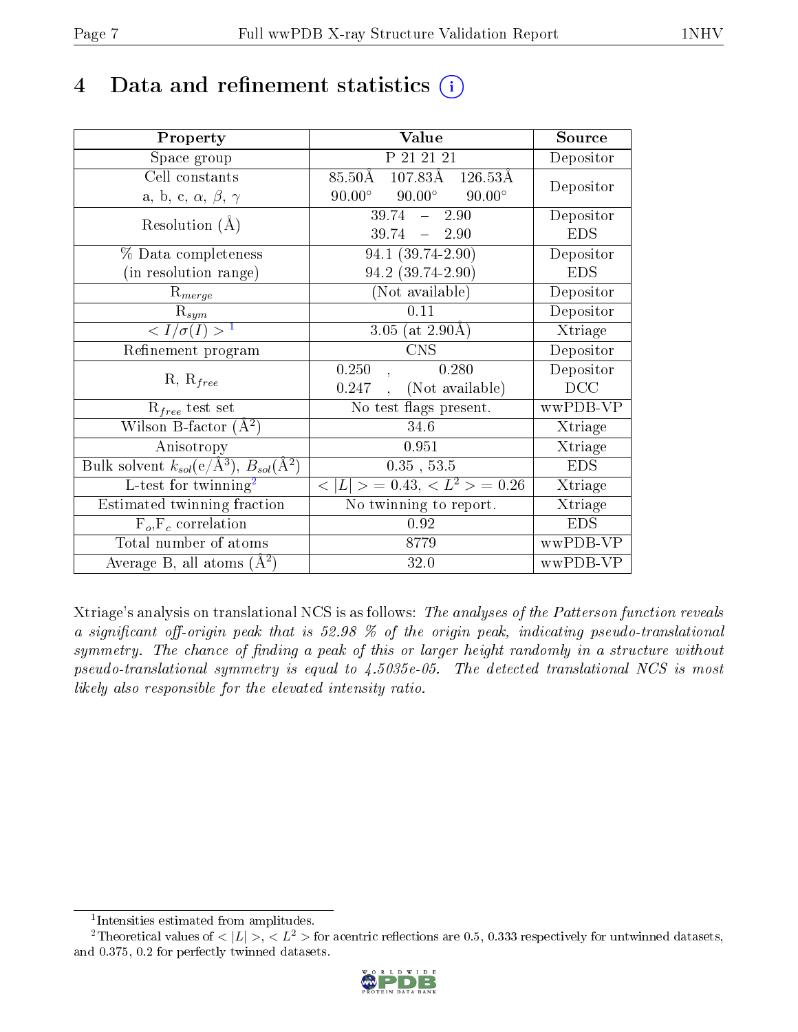# 4 Data and refinement statistics

| Property | Value | Source |
|---|---|---|
| Space group | P 21 21 21 | Depositor |
| Cell constants<br>a, b, c, $\alpha$, $\beta$, $\gamma$ | 85.50Å 107.83Å 126.53Å<br>90.00° 90.00° 90.00° | Depositor |
| Resolution (Å) | 39.74 – 2.90<br>39.74 – 2.90 | Depositor<br>EDS |
| % Data completeness<br>(in resolution range) | 94.1 (39.74-2.90)<br>94.2 (39.74-2.90) | Depositor<br>EDS |
| $R_{merge}$ | (Not available) | Depositor |
| $R_{sym}$ | 0.11 | Depositor |
| $< I/\sigma(I) >$ [1] | 3.05 (at 2.90Å) | Xtriage |
| Refinement program | CNS | Depositor |
| R, $R_{free}$ | 0.250 , 0.280<br>0.247 , (Not available) | Depositor<br>DCC |
| $R_{free}$ test set | No test flags present. | wwPDB-VP |
| Wilson B-factor (Å$^2$) | 34.6 | Xtriage |
| Anisotropy | 0.951 | Xtriage |
| Bulk solvent $k_{sol}$(e/Å$^3$), $B_{sol}$(Å$^2$) | 0.35 , 53.5 | EDS |
| L-test for twinning[2] | $< \|L\| >$ = 0.43, $< L^2 >$ = 0.26 | Xtriage |
| Estimated twinning fraction | No twinning to report. | Xtriage |
| $F_o$,$F_c$ correlation | 0.92 | EDS |
| Total number of atoms | 8779 | wwPDB-VP |
| Average B, all atoms (Å$^2$) | 32.0 | wwPDB-VP |

Xtriage's analysis on translational NCS is as follows: *The analyses of the Patterson function reveals a significant off-origin peak that is 52.98 % of the origin peak, indicating pseudo-translational symmetry. The chance of finding a peak of this or larger height randomly in a structure without pseudo-translational symmetry is equal to 4.5035e-05. The detected translational NCS is most likely also responsible for the elevated intensity ratio.*

[1] Intensities estimated from amplitudes.

[2] Theoretical values of $< |L| >$, $< L^2 >$ for acentric reflections are 0.5, 0.333 respectively for untwinned datasets, and 0.375, 0.2 for perfectly twinned datasets.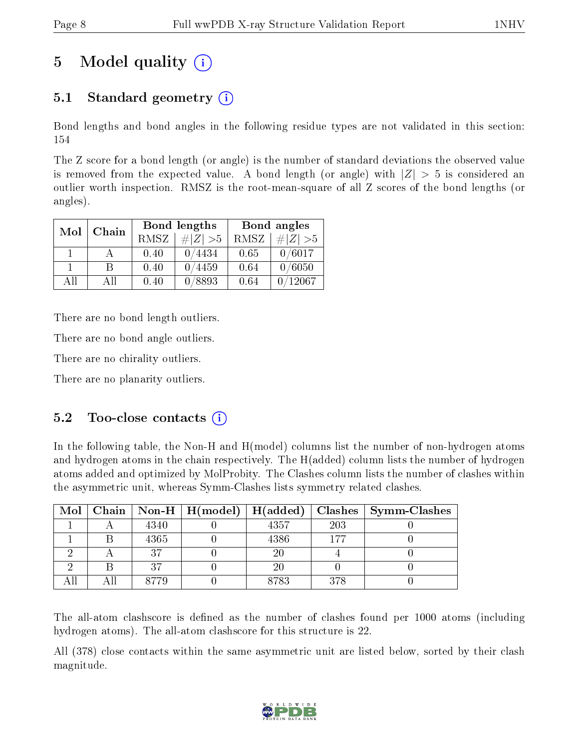# 5 Model quality (i)

## 5.1 Standard geometry (i)

Bond lengths and bond angles in the following residue types are not validated in this section: 154

The Z score for a bond length (or angle) is the number of standard deviations the observed value is removed from the expected value. A bond length (or angle) with $|Z| > 5$ is considered an outlier worth inspection. RMSZ is the root-mean-square of all Z scores of the bond lengths (or angles).

| Mol | Chain | Bond lengths | | Bond angles | |
|---|---|---|---|---|---|
| | | RMSZ | #\|Z\| >5 | RMSZ | #\|Z\| >5 |
| 1 | A | 0.40 | 0/4434 | 0.65 | 0/6017 |
| 1 | B | 0.40 | 0/4459 | 0.64 | 0/6050 |
| All | All | 0.40 | 0/8893 | 0.64 | 0/12067 |

There are no bond length outliers.

There are no bond angle outliers.

There are no chirality outliers.

There are no planarity outliers.

## 5.2 Too-close contacts (i)

In the following table, the Non-H and H(model) columns list the number of non-hydrogen atoms and hydrogen atoms in the chain respectively. The H(added) column lists the number of hydrogen atoms added and optimized by MolProbity. The Clashes column lists the number of clashes within the asymmetric unit, whereas Symm-Clashes lists symmetry related clashes.

| Mol | Chain | Non-H | H(model) | H(added) | Clashes | Symm-Clashes |
|---|---|---|---|---|---|---|
| 1 | A | 4340 | 0 | 4357 | 203 | 0 |
| 1 | B | 4365 | 0 | 4386 | 177 | 0 |
| 2 | A | 37 | 0 | 20 | 4 | 0 |
| 2 | B | 37 | 0 | 20 | 0 | 0 |
| All | All | 8779 | 0 | 8783 | 378 | 0 |

The all-atom clashscore is defined as the number of clashes found per 1000 atoms (including hydrogen atoms). The all-atom clashscore for this structure is 22.

All (378) close contacts within the same asymmetric unit are listed below, sorted by their clash magnitude.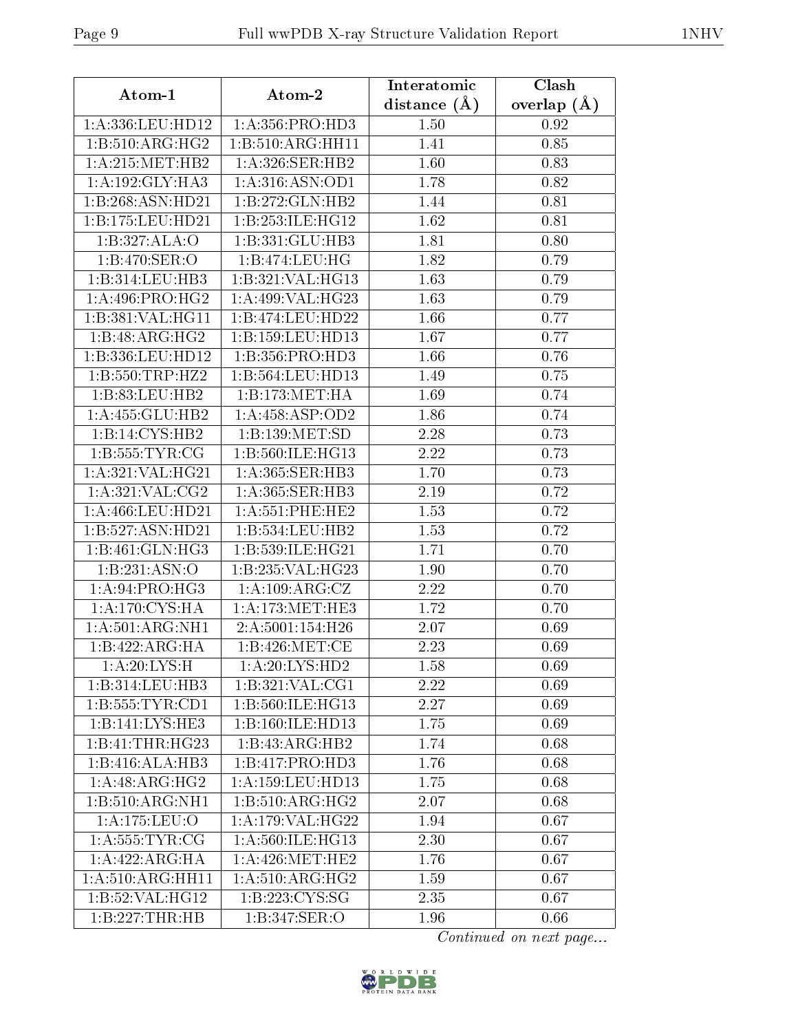| Atom-1 | Atom-2 | Interatomic distance (Å) | Clash overlap (Å) |
|---|---|---|---|
| 1:A:336:LEU:HD12 | 1:A:356:PRO:HD3 | 1.50 | 0.92 |
| 1:B:510:ARG:HG2 | 1:B:510:ARG:HH11 | 1.41 | 0.85 |
| 1:A:215:MET:HB2 | 1:A:326:SER:HB2 | 1.60 | 0.83 |
| 1:A:192:GLY:HA3 | 1:A:316:ASN:OD1 | 1.78 | 0.82 |
| 1:B:268:ASN:HD21 | 1:B:272:GLN:HB2 | 1.44 | 0.81 |
| 1:B:175:LEU:HD21 | 1:B:253:ILE:HG12 | 1.62 | 0.81 |
| 1:B:327:ALA:O | 1:B:331:GLU:HB3 | 1.81 | 0.80 |
| 1:B:470:SER:O | 1:B:474:LEU:HG | 1.82 | 0.79 |
| 1:B:314:LEU:HB3 | 1:B:321:VAL:HG13 | 1.63 | 0.79 |
| 1:A:496:PRO:HG2 | 1:A:499:VAL:HG23 | 1.63 | 0.79 |
| 1:B:381:VAL:HG11 | 1:B:474:LEU:HD22 | 1.66 | 0.77 |
| 1:B:48:ARG:HG2 | 1:B:159:LEU:HD13 | 1.67 | 0.77 |
| 1:B:336:LEU:HD12 | 1:B:356:PRO:HD3 | 1.66 | 0.76 |
| 1:B:550:TRP:HZ2 | 1:B:564:LEU:HD13 | 1.49 | 0.75 |
| 1:B:83:LEU:HB2 | 1:B:173:MET:HA | 1.69 | 0.74 |
| 1:A:455:GLU:HB2 | 1:A:458:ASP:OD2 | 1.86 | 0.74 |
| 1:B:14:CYS:HB2 | 1:B:139:MET:SD | 2.28 | 0.73 |
| 1:B:555:TYR:CG | 1:B:560:ILE:HG13 | 2.22 | 0.73 |
| 1:A:321:VAL:HG21 | 1:A:365:SER:HB3 | 1.70 | 0.73 |
| 1:A:321:VAL:CG2 | 1:A:365:SER:HB3 | 2.19 | 0.72 |
| 1:A:466:LEU:HD21 | 1:A:551:PHE:HE2 | 1.53 | 0.72 |
| 1:B:527:ASN:HD21 | 1:B:534:LEU:HB2 | 1.53 | 0.72 |
| 1:B:461:GLN:HG3 | 1:B:539:ILE:HG21 | 1.71 | 0.70 |
| 1:B:231:ASN:O | 1:B:235:VAL:HG23 | 1.90 | 0.70 |
| 1:A:94:PRO:HG3 | 1:A:109:ARG:CZ | 2.22 | 0.70 |
| 1:A:170:CYS:HA | 1:A:173:MET:HE3 | 1.72 | 0.70 |
| 1:A:501:ARG:NH1 | 2:A:5001:154:H26 | 2.07 | 0.69 |
| 1:B:422:ARG:HA | 1:B:426:MET:CE | 2.23 | 0.69 |
| 1:A:20:LYS:H | 1:A:20:LYS:HD2 | 1.58 | 0.69 |
| 1:B:314:LEU:HB3 | 1:B:321:VAL:CG1 | 2.22 | 0.69 |
| 1:B:555:TYR:CD1 | 1:B:560:ILE:HG13 | 2.27 | 0.69 |
| 1:B:141:LYS:HE3 | 1:B:160:ILE:HD13 | 1.75 | 0.69 |
| 1:B:41:THR:HG23 | 1:B:43:ARG:HB2 | 1.74 | 0.68 |
| 1:B:416:ALA:HB3 | 1:B:417:PRO:HD3 | 1.76 | 0.68 |
| 1:A:48:ARG:HG2 | 1:A:159:LEU:HD13 | 1.75 | 0.68 |
| 1:B:510:ARG:NH1 | 1:B:510:ARG:HG2 | 2.07 | 0.68 |
| 1:A:175:LEU:O | 1:A:179:VAL:HG22 | 1.94 | 0.67 |
| 1:A:555:TYR:CG | 1:A:560:ILE:HG13 | 2.30 | 0.67 |
| 1:A:422:ARG:HA | 1:A:426:MET:HE2 | 1.76 | 0.67 |
| 1:A:510:ARG:HH11 | 1:A:510:ARG:HG2 | 1.59 | 0.67 |
| 1:B:52:VAL:HG12 | 1:B:223:CYS:SG | 2.35 | 0.67 |
| 1:B:227:THR:HB | 1:B:347:SER:O | 1.96 | 0.66 |

*Continued on next page...*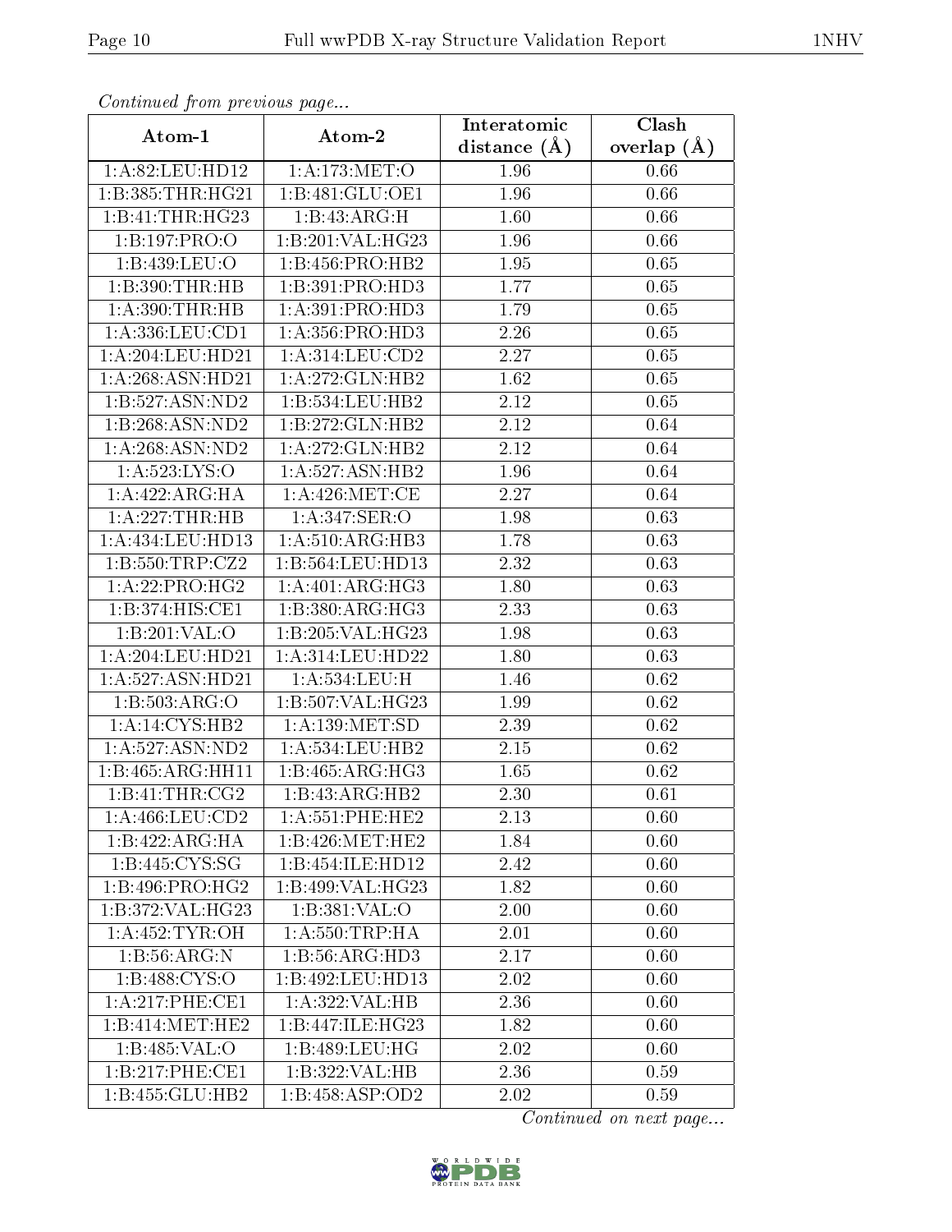*Continued from previous page...*

| Atom-1 | Atom-2 | Interatomic distance (Å) | Clash overlap (Å) |
|---|---|---|---|
| 1:A:82:LEU:HD12 | 1:A:173:MET:O | 1.96 | 0.66 |
| 1:B:385:THR:HG21 | 1:B:481:GLU:OE1 | 1.96 | 0.66 |
| 1:B:41:THR:HG23 | 1:B:43:ARG:H | 1.60 | 0.66 |
| 1:B:197:PRO:O | 1:B:201:VAL:HG23 | 1.96 | 0.66 |
| 1:B:439:LEU:O | 1:B:456:PRO:HB2 | 1.95 | 0.65 |
| 1:B:390:THR:HB | 1:B:391:PRO:HD3 | 1.77 | 0.65 |
| 1:A:390:THR:HB | 1:A:391:PRO:HD3 | 1.79 | 0.65 |
| 1:A:336:LEU:CD1 | 1:A:356:PRO:HD3 | 2.26 | 0.65 |
| 1:A:204:LEU:HD21 | 1:A:314:LEU:CD2 | 2.27 | 0.65 |
| 1:A:268:ASN:HD21 | 1:A:272:GLN:HB2 | 1.62 | 0.65 |
| 1:B:527:ASN:ND2 | 1:B:534:LEU:HB2 | 2.12 | 0.65 |
| 1:B:268:ASN:ND2 | 1:B:272:GLN:HB2 | 2.12 | 0.64 |
| 1:A:268:ASN:ND2 | 1:A:272:GLN:HB2 | 2.12 | 0.64 |
| 1:A:523:LYS:O | 1:A:527:ASN:HB2 | 1.96 | 0.64 |
| 1:A:422:ARG:HA | 1:A:426:MET:CE | 2.27 | 0.64 |
| 1:A:227:THR:HB | 1:A:347:SER:O | 1.98 | 0.63 |
| 1:A:434:LEU:HD13 | 1:A:510:ARG:HB3 | 1.78 | 0.63 |
| 1:B:550:TRP:CZ2 | 1:B:564:LEU:HD13 | 2.32 | 0.63 |
| 1:A:22:PRO:HG2 | 1:A:401:ARG:HG3 | 1.80 | 0.63 |
| 1:B:374:HIS:CE1 | 1:B:380:ARG:HG3 | 2.33 | 0.63 |
| 1:B:201:VAL:O | 1:B:205:VAL:HG23 | 1.98 | 0.63 |
| 1:A:204:LEU:HD21 | 1:A:314:LEU:HD22 | 1.80 | 0.63 |
| 1:A:527:ASN:HD21 | 1:A:534:LEU:H | 1.46 | 0.62 |
| 1:B:503:ARG:O | 1:B:507:VAL:HG23 | 1.99 | 0.62 |
| 1:A:14:CYS:HB2 | 1:A:139:MET:SD | 2.39 | 0.62 |
| 1:A:527:ASN:ND2 | 1:A:534:LEU:HB2 | 2.15 | 0.62 |
| 1:B:465:ARG:HH11 | 1:B:465:ARG:HG3 | 1.65 | 0.62 |
| 1:B:41:THR:CG2 | 1:B:43:ARG:HB2 | 2.30 | 0.61 |
| 1:A:466:LEU:CD2 | 1:A:551:PHE:HE2 | 2.13 | 0.60 |
| 1:B:422:ARG:HA | 1:B:426:MET:HE2 | 1.84 | 0.60 |
| 1:B:445:CYS:SG | 1:B:454:ILE:HD12 | 2.42 | 0.60 |
| 1:B:496:PRO:HG2 | 1:B:499:VAL:HG23 | 1.82 | 0.60 |
| 1:B:372:VAL:HG23 | 1:B:381:VAL:O | 2.00 | 0.60 |
| 1:A:452:TYR:OH | 1:A:550:TRP:HA | 2.01 | 0.60 |
| 1:B:56:ARG:N | 1:B:56:ARG:HD3 | 2.17 | 0.60 |
| 1:B:488:CYS:O | 1:B:492:LEU:HD13 | 2.02 | 0.60 |
| 1:A:217:PHE:CE1 | 1:A:322:VAL:HB | 2.36 | 0.60 |
| 1:B:414:MET:HE2 | 1:B:447:ILE:HG23 | 1.82 | 0.60 |
| 1:B:485:VAL:O | 1:B:489:LEU:HG | 2.02 | 0.60 |
| 1:B:217:PHE:CE1 | 1:B:322:VAL:HB | 2.36 | 0.59 |
| 1:B:455:GLU:HB2 | 1:B:458:ASP:OD2 | 2.02 | 0.59 |

*Continued on next page...*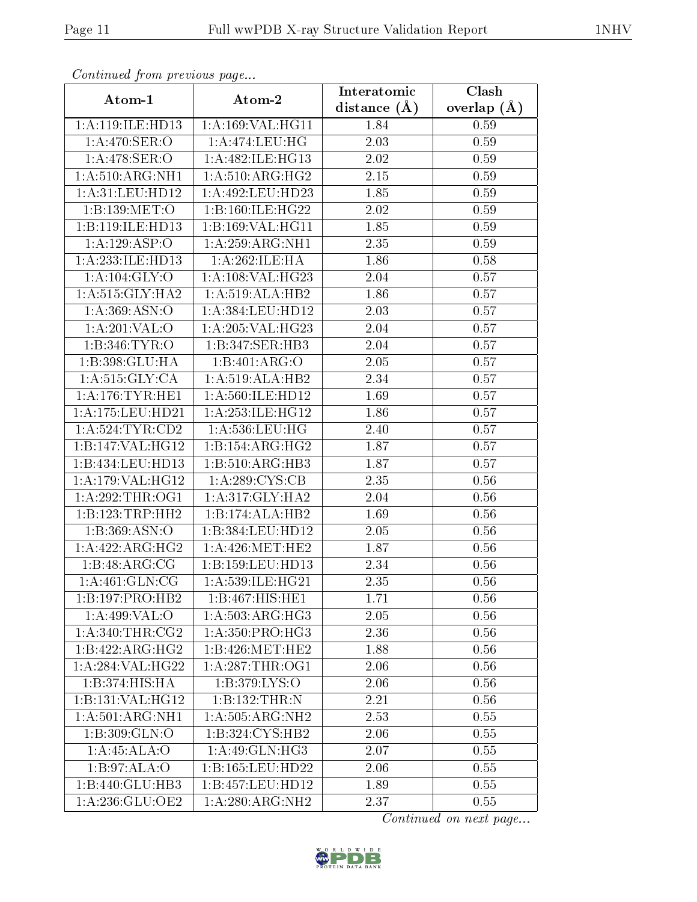*Continued from previous page...*

| Atom-1 | Atom-2 | Interatomic distance (Å) | Clash overlap (Å) |
|---|---|---|---|
| 1:A:119:ILE:HD13 | 1:A:169:VAL:HG11 | 1.84 | 0.59 |
| 1:A:470:SER:O | 1:A:474:LEU:HG | 2.03 | 0.59 |
| 1:A:478:SER:O | 1:A:482:ILE:HG13 | 2.02 | 0.59 |
| 1:A:510:ARG:NH1 | 1:A:510:ARG:HG2 | 2.15 | 0.59 |
| 1:A:31:LEU:HD12 | 1:A:492:LEU:HD23 | 1.85 | 0.59 |
| 1:B:139:MET:O | 1:B:160:ILE:HG22 | 2.02 | 0.59 |
| 1:B:119:ILE:HD13 | 1:B:169:VAL:HG11 | 1.85 | 0.59 |
| 1:A:129:ASP:O | 1:A:259:ARG:NH1 | 2.35 | 0.59 |
| 1:A:233:ILE:HD13 | 1:A:262:ILE:HA | 1.86 | 0.58 |
| 1:A:104:GLY:O | 1:A:108:VAL:HG23 | 2.04 | 0.57 |
| 1:A:515:GLY:HA2 | 1:A:519:ALA:HB2 | 1.86 | 0.57 |
| 1:A:369:ASN:O | 1:A:384:LEU:HD12 | 2.03 | 0.57 |
| 1:A:201:VAL:O | 1:A:205:VAL:HG23 | 2.04 | 0.57 |
| 1:B:346:TYR:O | 1:B:347:SER:HB3 | 2.04 | 0.57 |
| 1:B:398:GLU:HA | 1:B:401:ARG:O | 2.05 | 0.57 |
| 1:A:515:GLY:CA | 1:A:519:ALA:HB2 | 2.34 | 0.57 |
| 1:A:176:TYR:HE1 | 1:A:560:ILE:HD12 | 1.69 | 0.57 |
| 1:A:175:LEU:HD21 | 1:A:253:ILE:HG12 | 1.86 | 0.57 |
| 1:A:524:TYR:CD2 | 1:A:536:LEU:HG | 2.40 | 0.57 |
| 1:B:147:VAL:HG12 | 1:B:154:ARG:HG2 | 1.87 | 0.57 |
| 1:B:434:LEU:HD13 | 1:B:510:ARG:HB3 | 1.87 | 0.57 |
| 1:A:179:VAL:HG12 | 1:A:289:CYS:CB | 2.35 | 0.56 |
| 1:A:292:THR:OG1 | 1:A:317:GLY:HA2 | 2.04 | 0.56 |
| 1:B:123:TRP:HH2 | 1:B:174:ALA:HB2 | 1.69 | 0.56 |
| 1:B:369:ASN:O | 1:B:384:LEU:HD12 | 2.05 | 0.56 |
| 1:A:422:ARG:HG2 | 1:A:426:MET:HE2 | 1.87 | 0.56 |
| 1:B:48:ARG:CG | 1:B:159:LEU:HD13 | 2.34 | 0.56 |
| 1:A:461:GLN:CG | 1:A:539:ILE:HG21 | 2.35 | 0.56 |
| 1:B:197:PRO:HB2 | 1:B:467:HIS:HE1 | 1.71 | 0.56 |
| 1:A:499:VAL:O | 1:A:503:ARG:HG3 | 2.05 | 0.56 |
| 1:A:340:THR:CG2 | 1:A:350:PRO:HG3 | 2.36 | 0.56 |
| 1:B:422:ARG:HG2 | 1:B:426:MET:HE2 | 1.88 | 0.56 |
| 1:A:284:VAL:HG22 | 1:A:287:THR:OG1 | 2.06 | 0.56 |
| 1:B:374:HIS:HA | 1:B:379:LYS:O | 2.06 | 0.56 |
| 1:B:131:VAL:HG12 | 1:B:132:THR:N | 2.21 | 0.56 |
| 1:A:501:ARG:NH1 | 1:A:505:ARG:NH2 | 2.53 | 0.55 |
| 1:B:309:GLN:O | 1:B:324:CYS:HB2 | 2.06 | 0.55 |
| 1:A:45:ALA:O | 1:A:49:GLN:HG3 | 2.07 | 0.55 |
| 1:B:97:ALA:O | 1:B:165:LEU:HD22 | 2.06 | 0.55 |
| 1:B:440:GLU:HB3 | 1:B:457:LEU:HD12 | 1.89 | 0.55 |
| 1:A:236:GLU:OE2 | 1:A:280:ARG:NH2 | 2.37 | 0.55 |

*Continued on next page...*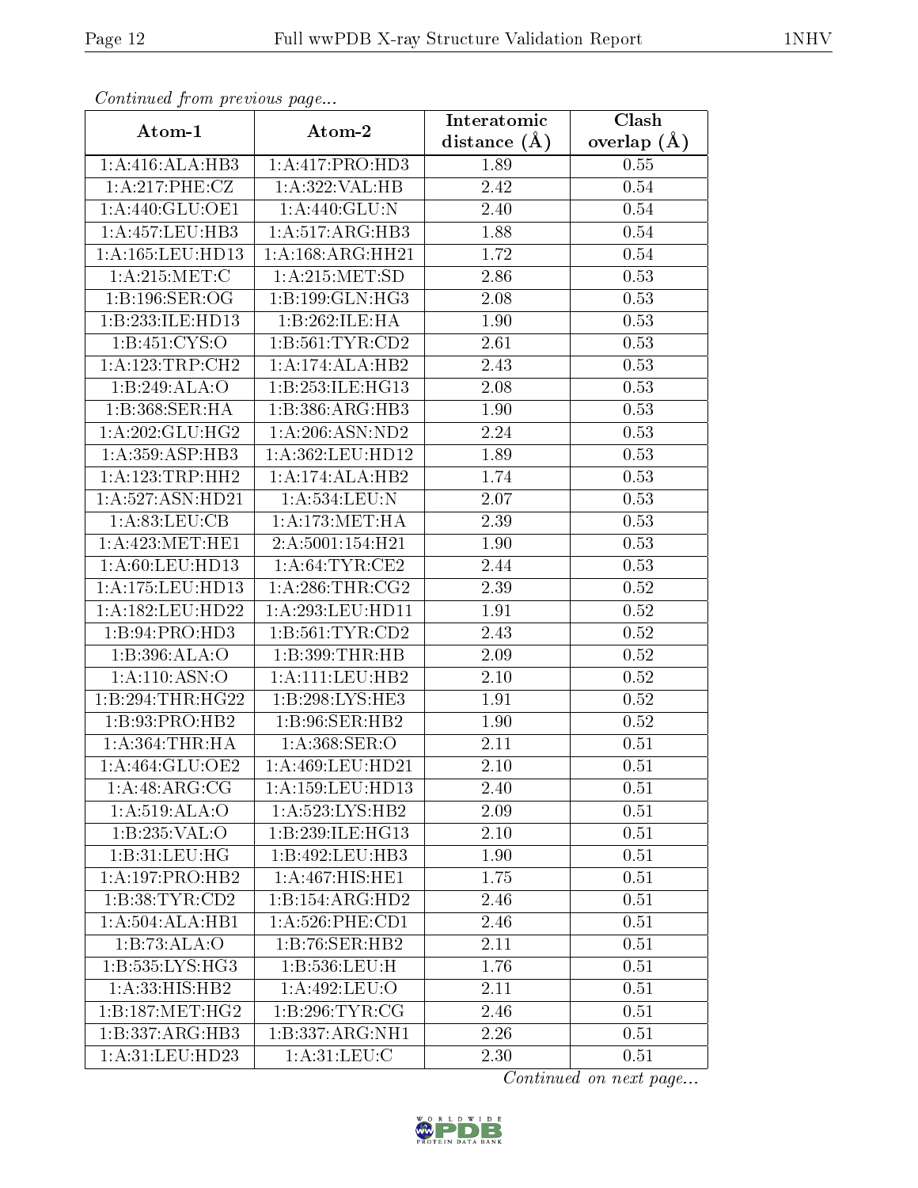*Continued from previous page...*

| Atom-1 | Atom-2 | Interatomic distance (Å) | Clash overlap (Å) |
|---|---|---|---|
| 1:A:416:ALA:HB3 | 1:A:417:PRO:HD3 | 1.89 | 0.55 |
| 1:A:217:PHE:CZ | 1:A:322:VAL:HB | 2.42 | 0.54 |
| 1:A:440:GLU:OE1 | 1:A:440:GLU:N | 2.40 | 0.54 |
| 1:A:457:LEU:HB3 | 1:A:517:ARG:HB3 | 1.88 | 0.54 |
| 1:A:165:LEU:HD13 | 1:A:168:ARG:HH21 | 1.72 | 0.54 |
| 1:A:215:MET:C | 1:A:215:MET:SD | 2.86 | 0.53 |
| 1:B:196:SER:OG | 1:B:199:GLN:HG3 | 2.08 | 0.53 |
| 1:B:233:ILE:HD13 | 1:B:262:ILE:HA | 1.90 | 0.53 |
| 1:B:451:CYS:O | 1:B:561:TYR:CD2 | 2.61 | 0.53 |
| 1:A:123:TRP:CH2 | 1:A:174:ALA:HB2 | 2.43 | 0.53 |
| 1:B:249:ALA:O | 1:B:253:ILE:HG13 | 2.08 | 0.53 |
| 1:B:368:SER:HA | 1:B:386:ARG:HB3 | 1.90 | 0.53 |
| 1:A:202:GLU:HG2 | 1:A:206:ASN:ND2 | 2.24 | 0.53 |
| 1:A:359:ASP:HB3 | 1:A:362:LEU:HD12 | 1.89 | 0.53 |
| 1:A:123:TRP:HH2 | 1:A:174:ALA:HB2 | 1.74 | 0.53 |
| 1:A:527:ASN:HD21 | 1:A:534:LEU:N | 2.07 | 0.53 |
| 1:A:83:LEU:CB | 1:A:173:MET:HA | 2.39 | 0.53 |
| 1:A:423:MET:HE1 | 2:A:5001:154:H21 | 1.90 | 0.53 |
| 1:A:60:LEU:HD13 | 1:A:64:TYR:CE2 | 2.44 | 0.53 |
| 1:A:175:LEU:HD13 | 1:A:286:THR:CG2 | 2.39 | 0.52 |
| 1:A:182:LEU:HD22 | 1:A:293:LEU:HD11 | 1.91 | 0.52 |
| 1:B:94:PRO:HD3 | 1:B:561:TYR:CD2 | 2.43 | 0.52 |
| 1:B:396:ALA:O | 1:B:399:THR:HB | 2.09 | 0.52 |
| 1:A:110:ASN:O | 1:A:111:LEU:HB2 | 2.10 | 0.52 |
| 1:B:294:THR:HG22 | 1:B:298:LYS:HE3 | 1.91 | 0.52 |
| 1:B:93:PRO:HB2 | 1:B:96:SER:HB2 | 1.90 | 0.52 |
| 1:A:364:THR:HA | 1:A:368:SER:O | 2.11 | 0.51 |
| 1:A:464:GLU:OE2 | 1:A:469:LEU:HD21 | 2.10 | 0.51 |
| 1:A:48:ARG:CG | 1:A:159:LEU:HD13 | 2.40 | 0.51 |
| 1:A:519:ALA:O | 1:A:523:LYS:HB2 | 2.09 | 0.51 |
| 1:B:235:VAL:O | 1:B:239:ILE:HG13 | 2.10 | 0.51 |
| 1:B:31:LEU:HG | 1:B:492:LEU:HB3 | 1.90 | 0.51 |
| 1:A:197:PRO:HB2 | 1:A:467:HIS:HE1 | 1.75 | 0.51 |
| 1:B:38:TYR:CD2 | 1:B:154:ARG:HD2 | 2.46 | 0.51 |
| 1:A:504:ALA:HB1 | 1:A:526:PHE:CD1 | 2.46 | 0.51 |
| 1:B:73:ALA:O | 1:B:76:SER:HB2 | 2.11 | 0.51 |
| 1:B:535:LYS:HG3 | 1:B:536:LEU:H | 1.76 | 0.51 |
| 1:A:33:HIS:HB2 | 1:A:492:LEU:O | 2.11 | 0.51 |
| 1:B:187:MET:HG2 | 1:B:296:TYR:CG | 2.46 | 0.51 |
| 1:B:337:ARG:HB3 | 1:B:337:ARG:NH1 | 2.26 | 0.51 |
| 1:A:31:LEU:HD23 | 1:A:31:LEU:C | 2.30 | 0.51 |

*Continued on next page...*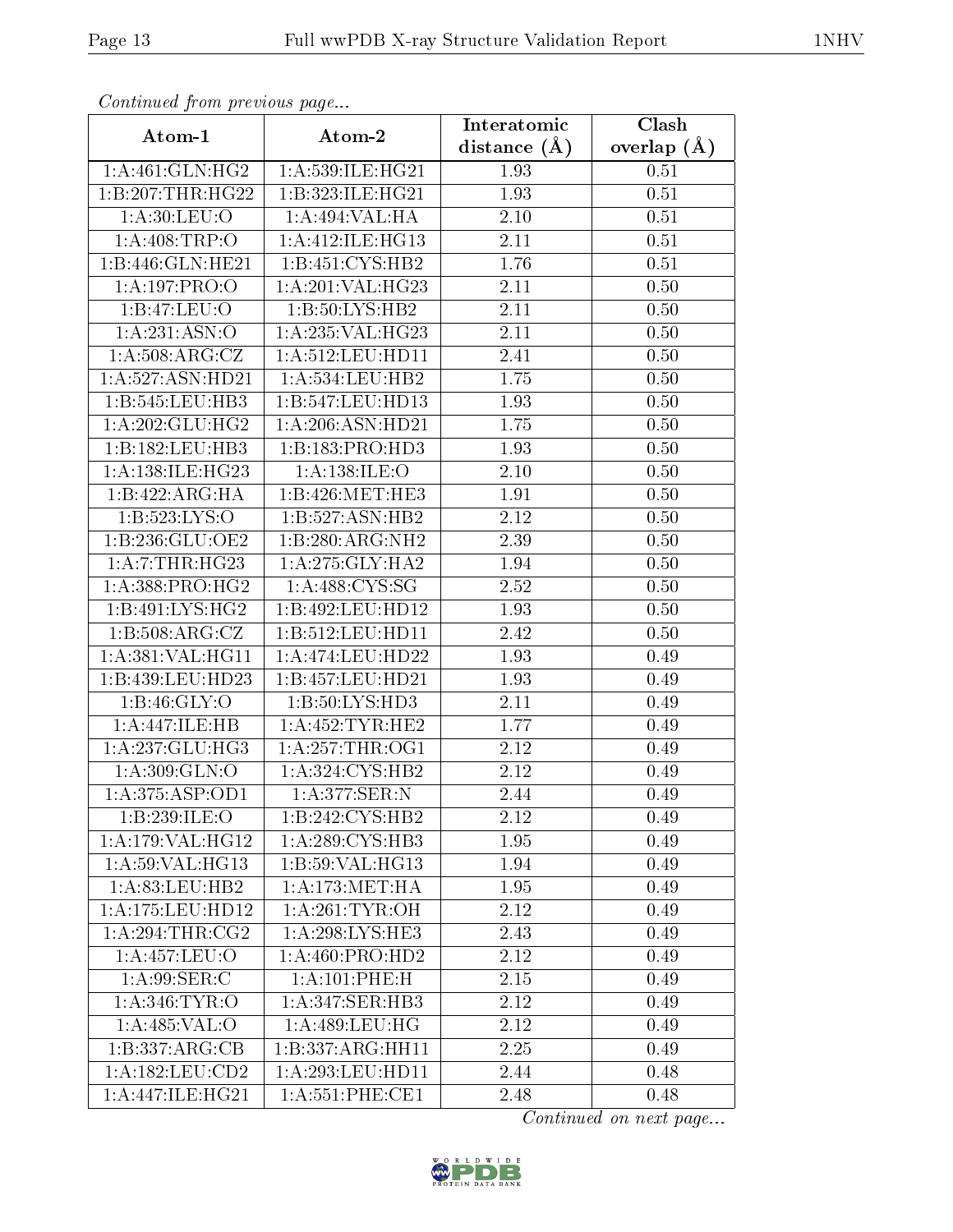*Continued from previous page...*

| Atom-1 | Atom-2 | Interatomic distance (Å) | Clash overlap (Å) |
|---|---|---|---|
| 1:A:461:GLN:HG2 | 1:A:539:ILE:HG21 | 1.93 | 0.51 |
| 1:B:207:THR:HG22 | 1:B:323:ILE:HG21 | 1.93 | 0.51 |
| 1:A:30:LEU:O | 1:A:494:VAL:HA | 2.10 | 0.51 |
| 1:A:408:TRP:O | 1:A:412:ILE:HG13 | 2.11 | 0.51 |
| 1:B:446:GLN:HE21 | 1:B:451:CYS:HB2 | 1.76 | 0.51 |
| 1:A:197:PRO:O | 1:A:201:VAL:HG23 | 2.11 | 0.50 |
| 1:B:47:LEU:O | 1:B:50:LYS:HB2 | 2.11 | 0.50 |
| 1:A:231:ASN:O | 1:A:235:VAL:HG23 | 2.11 | 0.50 |
| 1:A:508:ARG:CZ | 1:A:512:LEU:HD11 | 2.41 | 0.50 |
| 1:A:527:ASN:HD21 | 1:A:534:LEU:HB2 | 1.75 | 0.50 |
| 1:B:545:LEU:HB3 | 1:B:547:LEU:HD13 | 1.93 | 0.50 |
| 1:A:202:GLU:HG2 | 1:A:206:ASN:HD21 | 1.75 | 0.50 |
| 1:B:182:LEU:HB3 | 1:B:183:PRO:HD3 | 1.93 | 0.50 |
| 1:A:138:ILE:HG23 | 1:A:138:ILE:O | 2.10 | 0.50 |
| 1:B:422:ARG:HA | 1:B:426:MET:HE3 | 1.91 | 0.50 |
| 1:B:523:LYS:O | 1:B:527:ASN:HB2 | 2.12 | 0.50 |
| 1:B:236:GLU:OE2 | 1:B:280:ARG:NH2 | 2.39 | 0.50 |
| 1:A:7:THR:HG23 | 1:A:275:GLY:HA2 | 1.94 | 0.50 |
| 1:A:388:PRO:HG2 | 1:A:488:CYS:SG | 2.52 | 0.50 |
| 1:B:491:LYS:HG2 | 1:B:492:LEU:HD12 | 1.93 | 0.50 |
| 1:B:508:ARG:CZ | 1:B:512:LEU:HD11 | 2.42 | 0.50 |
| 1:A:381:VAL:HG11 | 1:A:474:LEU:HD22 | 1.93 | 0.49 |
| 1:B:439:LEU:HD23 | 1:B:457:LEU:HD21 | 1.93 | 0.49 |
| 1:B:46:GLY:O | 1:B:50:LYS:HD3 | 2.11 | 0.49 |
| 1:A:447:ILE:HB | 1:A:452:TYR:HE2 | 1.77 | 0.49 |
| 1:A:237:GLU:HG3 | 1:A:257:THR:OG1 | 2.12 | 0.49 |
| 1:A:309:GLN:O | 1:A:324:CYS:HB2 | 2.12 | 0.49 |
| 1:A:375:ASP:OD1 | 1:A:377:SER:N | 2.44 | 0.49 |
| 1:B:239:ILE:O | 1:B:242:CYS:HB2 | 2.12 | 0.49 |
| 1:A:179:VAL:HG12 | 1:A:289:CYS:HB3 | 1.95 | 0.49 |
| 1:A:59:VAL:HG13 | 1:B:59:VAL:HG13 | 1.94 | 0.49 |
| 1:A:83:LEU:HB2 | 1:A:173:MET:HA | 1.95 | 0.49 |
| 1:A:175:LEU:HD12 | 1:A:261:TYR:OH | 2.12 | 0.49 |
| 1:A:294:THR:CG2 | 1:A:298:LYS:HE3 | 2.43 | 0.49 |
| 1:A:457:LEU:O | 1:A:460:PRO:HD2 | 2.12 | 0.49 |
| 1:A:99:SER:C | 1:A:101:PHE:H | 2.15 | 0.49 |
| 1:A:346:TYR:O | 1:A:347:SER:HB3 | 2.12 | 0.49 |
| 1:A:485:VAL:O | 1:A:489:LEU:HG | 2.12 | 0.49 |
| 1:B:337:ARG:CB | 1:B:337:ARG:HH11 | 2.25 | 0.49 |
| 1:A:182:LEU:CD2 | 1:A:293:LEU:HD11 | 2.44 | 0.48 |
| 1:A:447:ILE:HG21 | 1:A:551:PHE:CE1 | 2.48 | 0.48 |

*Continued on next page...*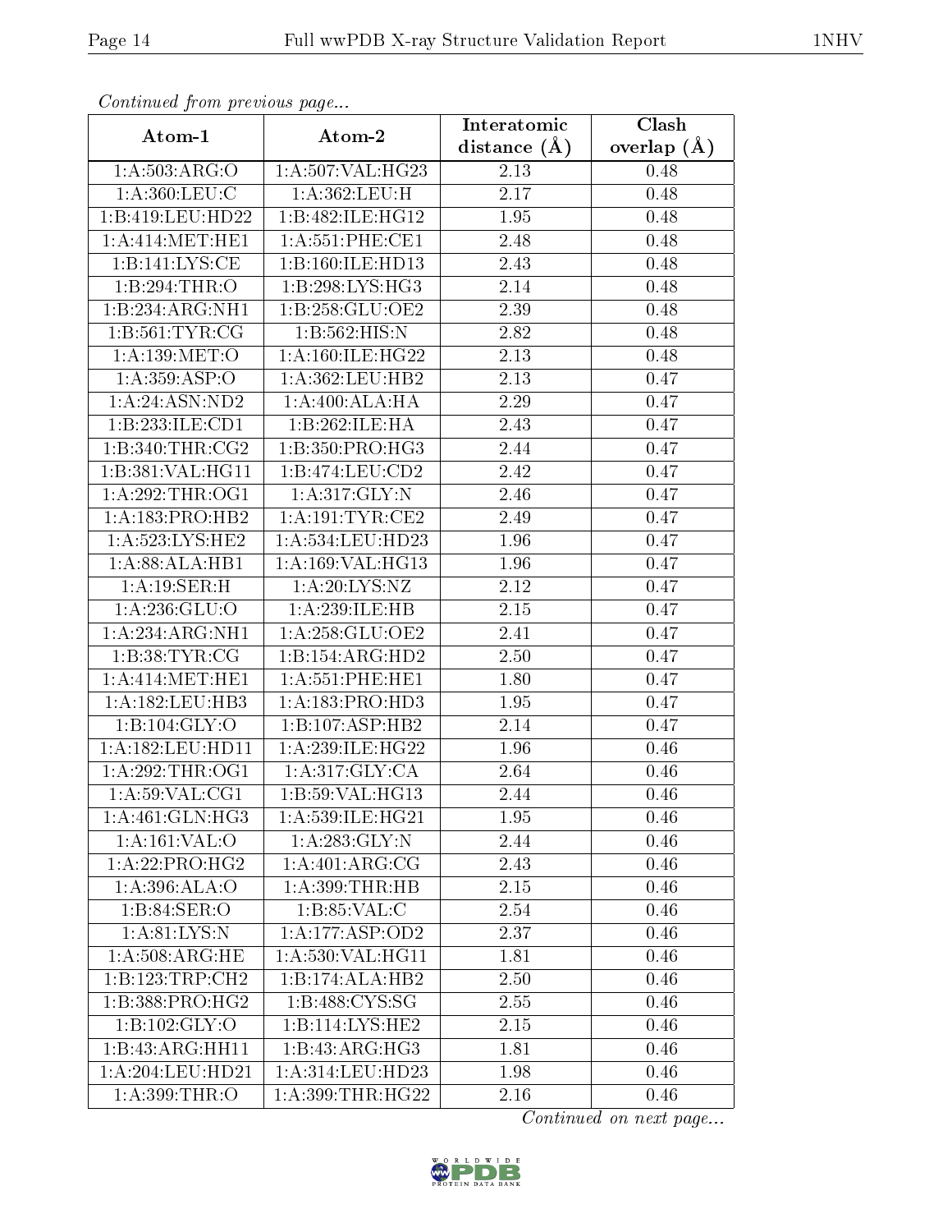*Continued from previous page...*

| Atom-1 | Atom-2 | Interatomic distance (Å) | Clash overlap (Å) |
|---|---|---|---|
| 1:A:503:ARG:O | 1:A:507:VAL:HG23 | 2.13 | 0.48 |
| 1:A:360:LEU:C | 1:A:362:LEU:H | 2.17 | 0.48 |
| 1:B:419:LEU:HD22 | 1:B:482:ILE:HG12 | 1.95 | 0.48 |
| 1:A:414:MET:HE1 | 1:A:551:PHE:CE1 | 2.48 | 0.48 |
| 1:B:141:LYS:CE | 1:B:160:ILE:HD13 | 2.43 | 0.48 |
| 1:B:294:THR:O | 1:B:298:LYS:HG3 | 2.14 | 0.48 |
| 1:B:234:ARG:NH1 | 1:B:258:GLU:OE2 | 2.39 | 0.48 |
| 1:B:561:TYR:CG | 1:B:562:HIS:N | 2.82 | 0.48 |
| 1:A:139:MET:O | 1:A:160:ILE:HG22 | 2.13 | 0.48 |
| 1:A:359:ASP:O | 1:A:362:LEU:HB2 | 2.13 | 0.47 |
| 1:A:24:ASN:ND2 | 1:A:400:ALA:HA | 2.29 | 0.47 |
| 1:B:233:ILE:CD1 | 1:B:262:ILE:HA | 2.43 | 0.47 |
| 1:B:340:THR:CG2 | 1:B:350:PRO:HG3 | 2.44 | 0.47 |
| 1:B:381:VAL:HG11 | 1:B:474:LEU:CD2 | 2.42 | 0.47 |
| 1:A:292:THR:OG1 | 1:A:317:GLY:N | 2.46 | 0.47 |
| 1:A:183:PRO:HB2 | 1:A:191:TYR:CE2 | 2.49 | 0.47 |
| 1:A:523:LYS:HE2 | 1:A:534:LEU:HD23 | 1.96 | 0.47 |
| 1:A:88:ALA:HB1 | 1:A:169:VAL:HG13 | 1.96 | 0.47 |
| 1:A:19:SER:H | 1:A:20:LYS:NZ | 2.12 | 0.47 |
| 1:A:236:GLU:O | 1:A:239:ILE:HB | 2.15 | 0.47 |
| 1:A:234:ARG:NH1 | 1:A:258:GLU:OE2 | 2.41 | 0.47 |
| 1:B:38:TYR:CG | 1:B:154:ARG:HD2 | 2.50 | 0.47 |
| 1:A:414:MET:HE1 | 1:A:551:PHE:HE1 | 1.80 | 0.47 |
| 1:A:182:LEU:HB3 | 1:A:183:PRO:HD3 | 1.95 | 0.47 |
| 1:B:104:GLY:O | 1:B:107:ASP:HB2 | 2.14 | 0.47 |
| 1:A:182:LEU:HD11 | 1:A:239:ILE:HG22 | 1.96 | 0.46 |
| 1:A:292:THR:OG1 | 1:A:317:GLY:CA | 2.64 | 0.46 |
| 1:A:59:VAL:CG1 | 1:B:59:VAL:HG13 | 2.44 | 0.46 |
| 1:A:461:GLN:HG3 | 1:A:539:ILE:HG21 | 1.95 | 0.46 |
| 1:A:161:VAL:O | 1:A:283:GLY:N | 2.44 | 0.46 |
| 1:A:22:PRO:HG2 | 1:A:401:ARG:CG | 2.43 | 0.46 |
| 1:A:396:ALA:O | 1:A:399:THR:HB | 2.15 | 0.46 |
| 1:B:84:SER:O | 1:B:85:VAL:C | 2.54 | 0.46 |
| 1:A:81:LYS:N | 1:A:177:ASP:OD2 | 2.37 | 0.46 |
| 1:A:508:ARG:HE | 1:A:530:VAL:HG11 | 1.81 | 0.46 |
| 1:B:123:TRP:CH2 | 1:B:174:ALA:HB2 | 2.50 | 0.46 |
| 1:B:388:PRO:HG2 | 1:B:488:CYS:SG | 2.55 | 0.46 |
| 1:B:102:GLY:O | 1:B:114:LYS:HE2 | 2.15 | 0.46 |
| 1:B:43:ARG:HH11 | 1:B:43:ARG:HG3 | 1.81 | 0.46 |
| 1:A:204:LEU:HD21 | 1:A:314:LEU:HD23 | 1.98 | 0.46 |
| 1:A:399:THR:O | 1:A:399:THR:HG22 | 2.16 | 0.46 |

*Continued on next page...*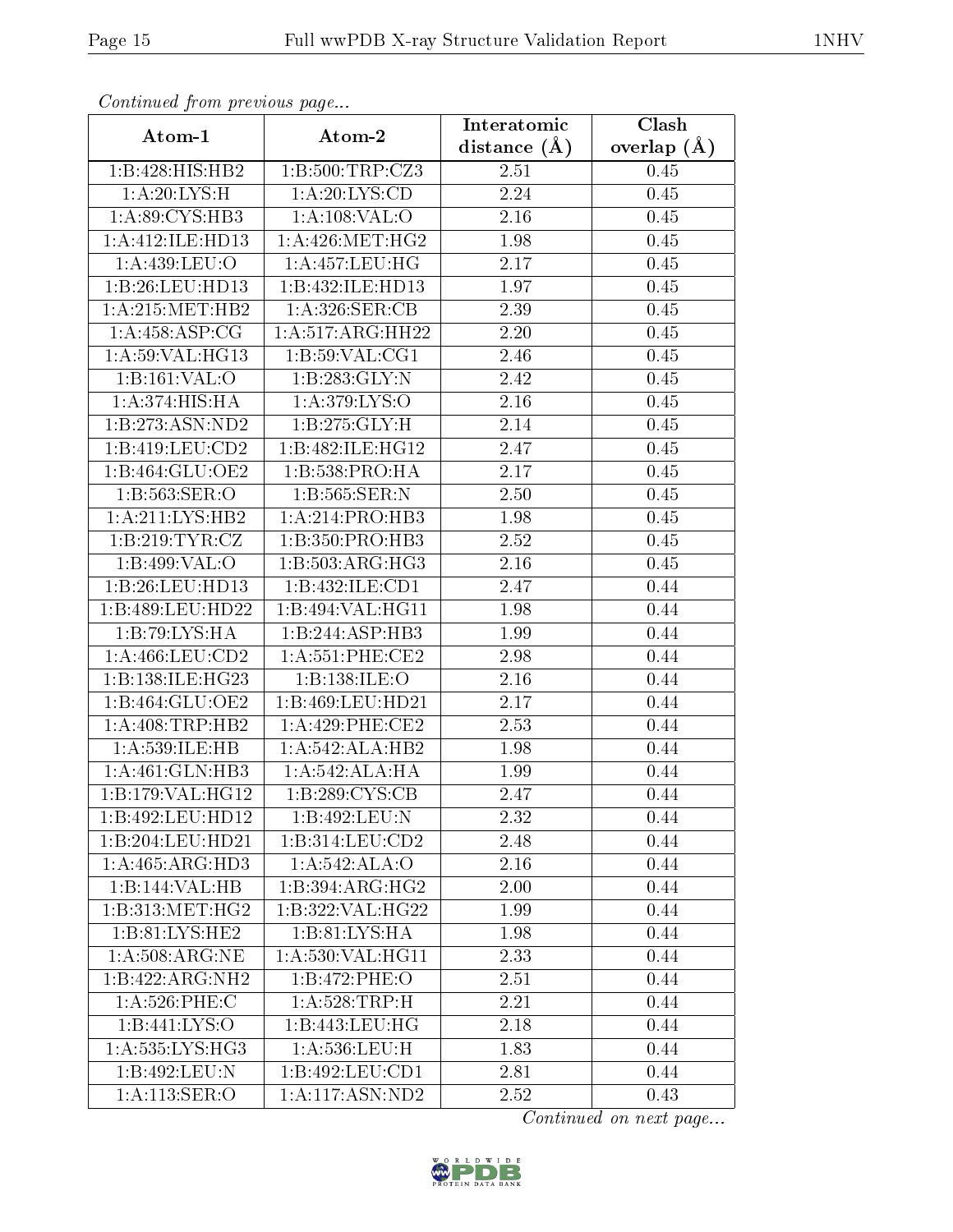*Continued from previous page...*

| Atom-1 | Atom-2 | Interatomic distance (Å) | Clash overlap (Å) |
|---|---|---|---|
| 1:B:428:HIS:HB2 | 1:B:500:TRP:CZ3 | 2.51 | 0.45 |
| 1:A:20:LYS:H | 1:A:20:LYS:CD | 2.24 | 0.45 |
| 1:A:89:CYS:HB3 | 1:A:108:VAL:O | 2.16 | 0.45 |
| 1:A:412:ILE:HD13 | 1:A:426:MET:HG2 | 1.98 | 0.45 |
| 1:A:439:LEU:O | 1:A:457:LEU:HG | 2.17 | 0.45 |
| 1:B:26:LEU:HD13 | 1:B:432:ILE:HD13 | 1.97 | 0.45 |
| 1:A:215:MET:HB2 | 1:A:326:SER:CB | 2.39 | 0.45 |
| 1:A:458:ASP:CG | 1:A:517:ARG:HH22 | 2.20 | 0.45 |
| 1:A:59:VAL:HG13 | 1:B:59:VAL:CG1 | 2.46 | 0.45 |
| 1:B:161:VAL:O | 1:B:283:GLY:N | 2.42 | 0.45 |
| 1:A:374:HIS:HA | 1:A:379:LYS:O | 2.16 | 0.45 |
| 1:B:273:ASN:ND2 | 1:B:275:GLY:H | 2.14 | 0.45 |
| 1:B:419:LEU:CD2 | 1:B:482:ILE:HG12 | 2.47 | 0.45 |
| 1:B:464:GLU:OE2 | 1:B:538:PRO:HA | 2.17 | 0.45 |
| 1:B:563:SER:O | 1:B:565:SER:N | 2.50 | 0.45 |
| 1:A:211:LYS:HB2 | 1:A:214:PRO:HB3 | 1.98 | 0.45 |
| 1:B:219:TYR:CZ | 1:B:350:PRO:HB3 | 2.52 | 0.45 |
| 1:B:499:VAL:O | 1:B:503:ARG:HG3 | 2.16 | 0.45 |
| 1:B:26:LEU:HD13 | 1:B:432:ILE:CD1 | 2.47 | 0.44 |
| 1:B:489:LEU:HD22 | 1:B:494:VAL:HG11 | 1.98 | 0.44 |
| 1:B:79:LYS:HA | 1:B:244:ASP:HB3 | 1.99 | 0.44 |
| 1:A:466:LEU:CD2 | 1:A:551:PHE:CE2 | 2.98 | 0.44 |
| 1:B:138:ILE:HG23 | 1:B:138:ILE:O | 2.16 | 0.44 |
| 1:B:464:GLU:OE2 | 1:B:469:LEU:HD21 | 2.17 | 0.44 |
| 1:A:408:TRP:HB2 | 1:A:429:PHE:CE2 | 2.53 | 0.44 |
| 1:A:539:ILE:HB | 1:A:542:ALA:HB2 | 1.98 | 0.44 |
| 1:A:461:GLN:HB3 | 1:A:542:ALA:HA | 1.99 | 0.44 |
| 1:B:179:VAL:HG12 | 1:B:289:CYS:CB | 2.47 | 0.44 |
| 1:B:492:LEU:HD12 | 1:B:492:LEU:N | 2.32 | 0.44 |
| 1:B:204:LEU:HD21 | 1:B:314:LEU:CD2 | 2.48 | 0.44 |
| 1:A:465:ARG:HD3 | 1:A:542:ALA:O | 2.16 | 0.44 |
| 1:B:144:VAL:HB | 1:B:394:ARG:HG2 | 2.00 | 0.44 |
| 1:B:313:MET:HG2 | 1:B:322:VAL:HG22 | 1.99 | 0.44 |
| 1:B:81:LYS:HE2 | 1:B:81:LYS:HA | 1.98 | 0.44 |
| 1:A:508:ARG:NE | 1:A:530:VAL:HG11 | 2.33 | 0.44 |
| 1:B:422:ARG:NH2 | 1:B:472:PHE:O | 2.51 | 0.44 |
| 1:A:526:PHE:C | 1:A:528:TRP:H | 2.21 | 0.44 |
| 1:B:441:LYS:O | 1:B:443:LEU:HG | 2.18 | 0.44 |
| 1:A:535:LYS:HG3 | 1:A:536:LEU:H | 1.83 | 0.44 |
| 1:B:492:LEU:N | 1:B:492:LEU:CD1 | 2.81 | 0.44 |
| 1:A:113:SER:O | 1:A:117:ASN:ND2 | 2.52 | 0.43 |

*Continued on next page...*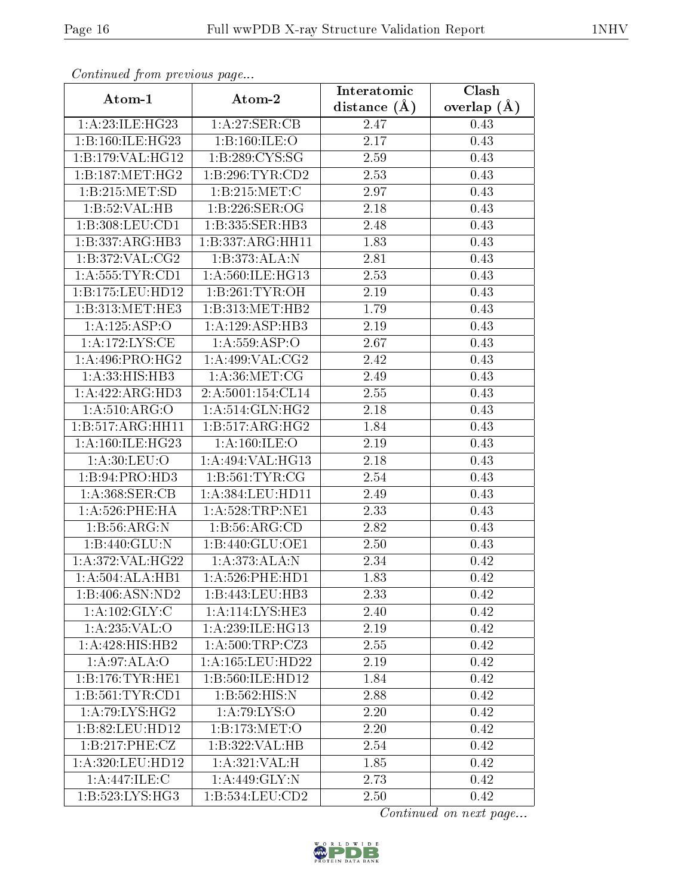*Continued from previous page...*

| Atom-1 | Atom-2 | Interatomic distance (Å) | Clash overlap (Å) |
|---|---|---|---|
| 1:A:23:ILE:HG23 | 1:A:27:SER:CB | 2.47 | 0.43 |
| 1:B:160:ILE:HG23 | 1:B:160:ILE:O | 2.17 | 0.43 |
| 1:B:179:VAL:HG12 | 1:B:289:CYS:SG | 2.59 | 0.43 |
| 1:B:187:MET:HG2 | 1:B:296:TYR:CD2 | 2.53 | 0.43 |
| 1:B:215:MET:SD | 1:B:215:MET:C | 2.97 | 0.43 |
| 1:B:52:VAL:HB | 1:B:226:SER:OG | 2.18 | 0.43 |
| 1:B:308:LEU:CD1 | 1:B:335:SER:HB3 | 2.48 | 0.43 |
| 1:B:337:ARG:HB3 | 1:B:337:ARG:HH11 | 1.83 | 0.43 |
| 1:B:372:VAL:CG2 | 1:B:373:ALA:N | 2.81 | 0.43 |
| 1:A:555:TYR:CD1 | 1:A:560:ILE:HG13 | 2.53 | 0.43 |
| 1:B:175:LEU:HD12 | 1:B:261:TYR:OH | 2.19 | 0.43 |
| 1:B:313:MET:HE3 | 1:B:313:MET:HB2 | 1.79 | 0.43 |
| 1:A:125:ASP:O | 1:A:129:ASP:HB3 | 2.19 | 0.43 |
| 1:A:172:LYS:CE | 1:A:559:ASP:O | 2.67 | 0.43 |
| 1:A:496:PRO:HG2 | 1:A:499:VAL:CG2 | 2.42 | 0.43 |
| 1:A:33:HIS:HB3 | 1:A:36:MET:CG | 2.49 | 0.43 |
| 1:A:422:ARG:HD3 | 2:A:5001:154:CL14 | 2.55 | 0.43 |
| 1:A:510:ARG:O | 1:A:514:GLN:HG2 | 2.18 | 0.43 |
| 1:B:517:ARG:HH11 | 1:B:517:ARG:HG2 | 1.84 | 0.43 |
| 1:A:160:ILE:HG23 | 1:A:160:ILE:O | 2.19 | 0.43 |
| 1:A:30:LEU:O | 1:A:494:VAL:HG13 | 2.18 | 0.43 |
| 1:B:94:PRO:HD3 | 1:B:561:TYR:CG | 2.54 | 0.43 |
| 1:A:368:SER:CB | 1:A:384:LEU:HD11 | 2.49 | 0.43 |
| 1:A:526:PHE:HA | 1:A:528:TRP:NE1 | 2.33 | 0.43 |
| 1:B:56:ARG:N | 1:B:56:ARG:CD | 2.82 | 0.43 |
| 1:B:440:GLU:N | 1:B:440:GLU:OE1 | 2.50 | 0.43 |
| 1:A:372:VAL:HG22 | 1:A:373:ALA:N | 2.34 | 0.42 |
| 1:A:504:ALA:HB1 | 1:A:526:PHE:HD1 | 1.83 | 0.42 |
| 1:B:406:ASN:ND2 | 1:B:443:LEU:HB3 | 2.33 | 0.42 |
| 1:A:102:GLY:C | 1:A:114:LYS:HE3 | 2.40 | 0.42 |
| 1:A:235:VAL:O | 1:A:239:ILE:HG13 | 2.19 | 0.42 |
| 1:A:428:HIS:HB2 | 1:A:500:TRP:CZ3 | 2.55 | 0.42 |
| 1:A:97:ALA:O | 1:A:165:LEU:HD22 | 2.19 | 0.42 |
| 1:B:176:TYR:HE1 | 1:B:560:ILE:HD12 | 1.84 | 0.42 |
| 1:B:561:TYR:CD1 | 1:B:562:HIS:N | 2.88 | 0.42 |
| 1:A:79:LYS:HG2 | 1:A:79:LYS:O | 2.20 | 0.42 |
| 1:B:82:LEU:HD12 | 1:B:173:MET:O | 2.20 | 0.42 |
| 1:B:217:PHE:CZ | 1:B:322:VAL:HB | 2.54 | 0.42 |
| 1:A:320:LEU:HD12 | 1:A:321:VAL:H | 1.85 | 0.42 |
| 1:A:447:ILE:C | 1:A:449:GLY:N | 2.73 | 0.42 |
| 1:B:523:LYS:HG3 | 1:B:534:LEU:CD2 | 2.50 | 0.42 |

*Continued on next page...*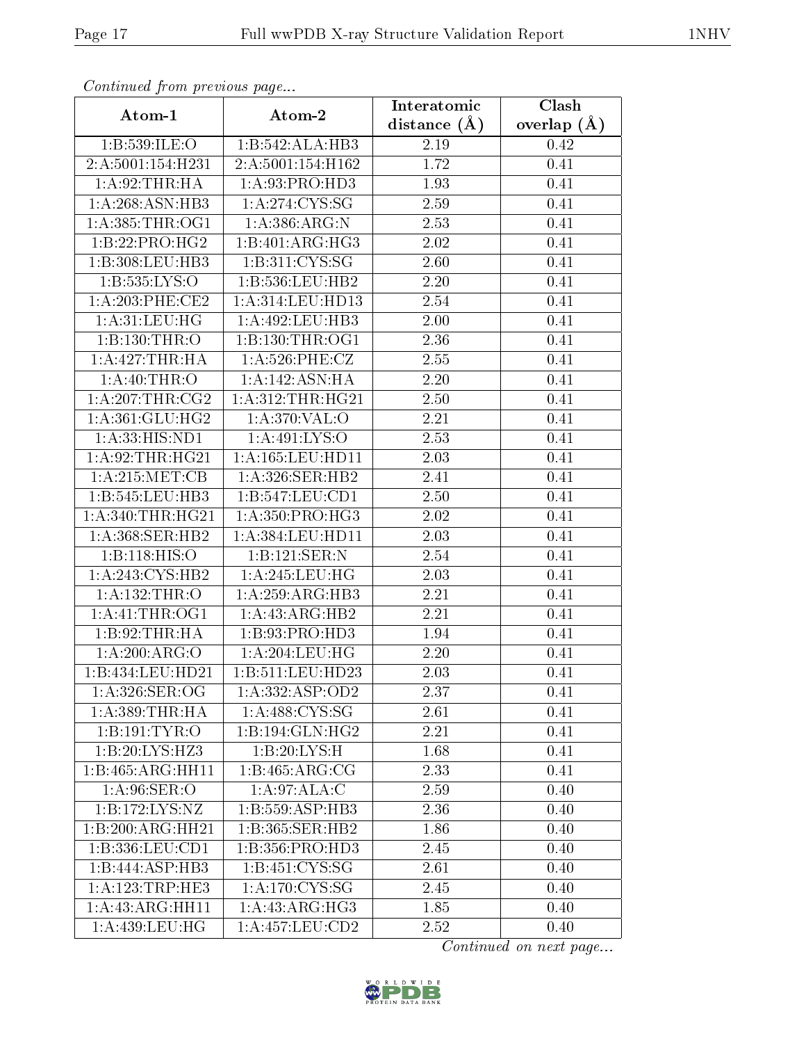*Continued from previous page...*

| Atom-1 | Atom-2 | Interatomic distance (Å) | Clash overlap (Å) |
|---|---|---|---|
| 1:B:539:ILE:O | 1:B:542:ALA:HB3 | 2.19 | 0.42 |
| 2:A:5001:154:H231 | 2:A:5001:154:H162 | 1.72 | 0.41 |
| 1:A:92:THR:HA | 1:A:93:PRO:HD3 | 1.93 | 0.41 |
| 1:A:268:ASN:HB3 | 1:A:274:CYS:SG | 2.59 | 0.41 |
| 1:A:385:THR:OG1 | 1:A:386:ARG:N | 2.53 | 0.41 |
| 1:B:22:PRO:HG2 | 1:B:401:ARG:HG3 | 2.02 | 0.41 |
| 1:B:308:LEU:HB3 | 1:B:311:CYS:SG | 2.60 | 0.41 |
| 1:B:535:LYS:O | 1:B:536:LEU:HB2 | 2.20 | 0.41 |
| 1:A:203:PHE:CE2 | 1:A:314:LEU:HD13 | 2.54 | 0.41 |
| 1:A:31:LEU:HG | 1:A:492:LEU:HB3 | 2.00 | 0.41 |
| 1:B:130:THR:O | 1:B:130:THR:OG1 | 2.36 | 0.41 |
| 1:A:427:THR:HA | 1:A:526:PHE:CZ | 2.55 | 0.41 |
| 1:A:40:THR:O | 1:A:142:ASN:HA | 2.20 | 0.41 |
| 1:A:207:THR:CG2 | 1:A:312:THR:HG21 | 2.50 | 0.41 |
| 1:A:361:GLU:HG2 | 1:A:370:VAL:O | 2.21 | 0.41 |
| 1:A:33:HIS:ND1 | 1:A:491:LYS:O | 2.53 | 0.41 |
| 1:A:92:THR:HG21 | 1:A:165:LEU:HD11 | 2.03 | 0.41 |
| 1:A:215:MET:CB | 1:A:326:SER:HB2 | 2.41 | 0.41 |
| 1:B:545:LEU:HB3 | 1:B:547:LEU:CD1 | 2.50 | 0.41 |
| 1:A:340:THR:HG21 | 1:A:350:PRO:HG3 | 2.02 | 0.41 |
| 1:A:368:SER:HB2 | 1:A:384:LEU:HD11 | 2.03 | 0.41 |
| 1:B:118:HIS:O | 1:B:121:SER:N | 2.54 | 0.41 |
| 1:A:243:CYS:HB2 | 1:A:245:LEU:HG | 2.03 | 0.41 |
| 1:A:132:THR:O | 1:A:259:ARG:HB3 | 2.21 | 0.41 |
| 1:A:41:THR:OG1 | 1:A:43:ARG:HB2 | 2.21 | 0.41 |
| 1:B:92:THR:HA | 1:B:93:PRO:HD3 | 1.94 | 0.41 |
| 1:A:200:ARG:O | 1:A:204:LEU:HG | 2.20 | 0.41 |
| 1:B:434:LEU:HD21 | 1:B:511:LEU:HD23 | 2.03 | 0.41 |
| 1:A:326:SER:OG | 1:A:332:ASP:OD2 | 2.37 | 0.41 |
| 1:A:389:THR:HA | 1:A:488:CYS:SG | 2.61 | 0.41 |
| 1:B:191:TYR:O | 1:B:194:GLN:HG2 | 2.21 | 0.41 |
| 1:B:20:LYS:HZ3 | 1:B:20:LYS:H | 1.68 | 0.41 |
| 1:B:465:ARG:HH11 | 1:B:465:ARG:CG | 2.33 | 0.41 |
| 1:A:96:SER:O | 1:A:97:ALA:C | 2.59 | 0.40 |
| 1:B:172:LYS:NZ | 1:B:559:ASP:HB3 | 2.36 | 0.40 |
| 1:B:200:ARG:HH21 | 1:B:365:SER:HB2 | 1.86 | 0.40 |
| 1:B:336:LEU:CD1 | 1:B:356:PRO:HD3 | 2.45 | 0.40 |
| 1:B:444:ASP:HB3 | 1:B:451:CYS:SG | 2.61 | 0.40 |
| 1:A:123:TRP:HE3 | 1:A:170:CYS:SG | 2.45 | 0.40 |
| 1:A:43:ARG:HH11 | 1:A:43:ARG:HG3 | 1.85 | 0.40 |
| 1:A:439:LEU:HG | 1:A:457:LEU:CD2 | 2.52 | 0.40 |

*Continued on next page...*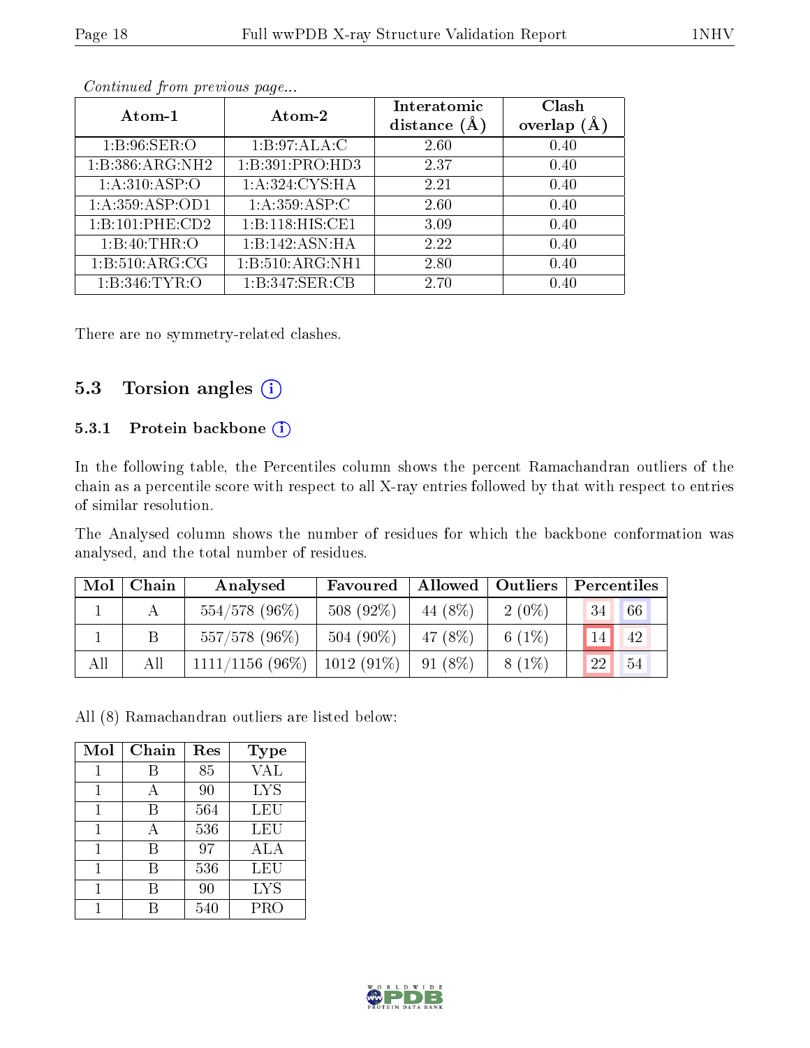*Continued from previous page...*

| Atom-1 | Atom-2 | Interatomic distance (Å) | Clash overlap (Å) |
|---|---|---|---|
| 1:B:96:SER:O | 1:B:97:ALA:C | 2.60 | 0.40 |
| 1:B:386:ARG:NH2 | 1:B:391:PRO:HD3 | 2.37 | 0.40 |
| 1:A:310:ASP:O | 1:A:324:CYS:HA | 2.21 | 0.40 |
| 1:A:359:ASP:OD1 | 1:A:359:ASP:C | 2.60 | 0.40 |
| 1:B:101:PHE:CD2 | 1:B:118:HIS:CE1 | 3.09 | 0.40 |
| 1:B:40:THR:O | 1:B:142:ASN:HA | 2.22 | 0.40 |
| 1:B:510:ARG:CG | 1:B:510:ARG:NH1 | 2.80 | 0.40 |
| 1:B:346:TYR:O | 1:B:347:SER:CB | 2.70 | 0.40 |

There are no symmetry-related clashes.

## 5.3 Torsion angles

### 5.3.1 Protein backbone

In the following table, the Percentiles column shows the percent Ramachandran outliers of the chain as a percentile score with respect to all X-ray entries followed by that with respect to entries of similar resolution.

The Analysed column shows the number of residues for which the backbone conformation was analysed, and the total number of residues.

| Mol | Chain | Analysed | Favoured | Allowed | Outliers | Percentiles | |
|---|---|---|---|---|---|---|---|
| 1 | A | 554/578 (96%) | 508 (92%) | 44 (8%) | 2 (0%) | 34 | 66 |
| 1 | B | 557/578 (96%) | 504 (90%) | 47 (8%) | 6 (1%) | 14 | 42 |
| All | All | 1111/1156 (96%) | 1012 (91%) | 91 (8%) | 8 (1%) | 22 | 54 |

All (8) Ramachandran outliers are listed below:

| Mol | Chain | Res | Type |
|---|---|---|---|
| 1 | B | 85 | VAL |
| 1 | A | 90 | LYS |
| 1 | B | 564 | LEU |
| 1 | A | 536 | LEU |
| 1 | B | 97 | ALA |
| 1 | B | 536 | LEU |
| 1 | B | 90 | LYS |
| 1 | B | 540 | PRO |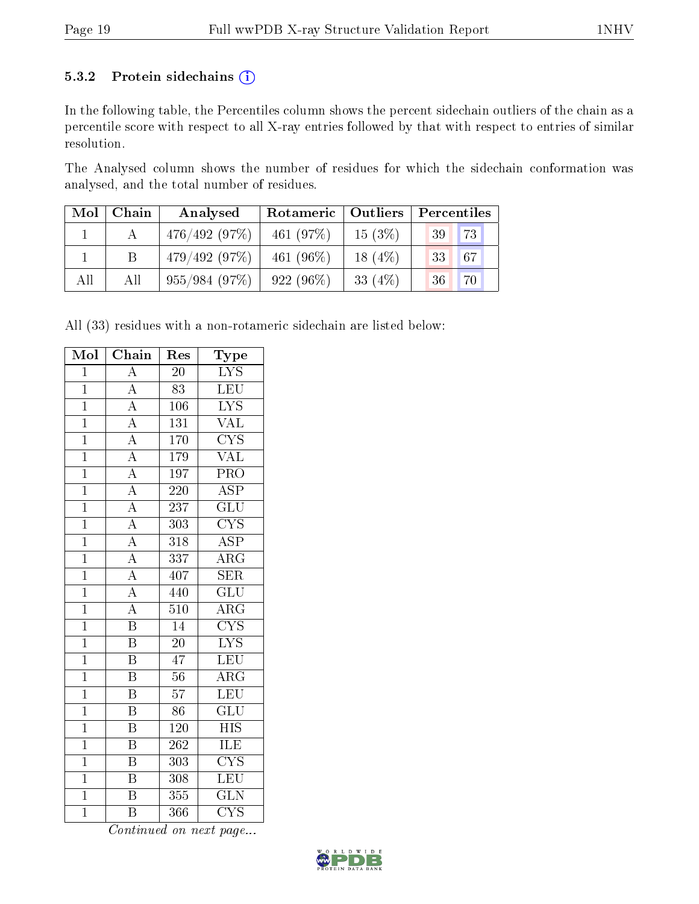### 5.3.2 Protein sidechains (i)

In the following table, the Percentiles column shows the percent sidechain outliers of the chain as a percentile score with respect to all X-ray entries followed by that with respect to entries of similar resolution.

The Analysed column shows the number of residues for which the sidechain conformation was analysed, and the total number of residues.

| Mol | Chain | Analysed | Rotameric | Outliers | Percentiles | |
|---|---|---|---|---|---|---|
| 1 | A | 476/492 (97%) | 461 (97%) | 15 (3%) | 39 | 73 |
| 1 | B | 479/492 (97%) | 461 (96%) | 18 (4%) | 33 | 67 |
| All | All | 955/984 (97%) | 922 (96%) | 33 (4%) | 36 | 70 |

All (33) residues with a non-rotameric sidechain are listed below:

| Mol | Chain | Res | Type |
|---|---|---|---|
| 1 | A | 20 | LYS |
| 1 | A | 83 | LEU |
| 1 | A | 106 | LYS |
| 1 | A | 131 | VAL |
| 1 | A | 170 | CYS |
| 1 | A | 179 | VAL |
| 1 | A | 197 | PRO |
| 1 | A | 220 | ASP |
| 1 | A | 237 | GLU |
| 1 | A | 303 | CYS |
| 1 | A | 318 | ASP |
| 1 | A | 337 | ARG |
| 1 | A | 407 | SER |
| 1 | A | 440 | GLU |
| 1 | A | 510 | ARG |
| 1 | B | 14 | CYS |
| 1 | B | 20 | LYS |
| 1 | B | 47 | LEU |
| 1 | B | 56 | ARG |
| 1 | B | 57 | LEU |
| 1 | B | 86 | GLU |
| 1 | B | 120 | HIS |
| 1 | B | 262 | ILE |
| 1 | B | 303 | CYS |
| 1 | B | 308 | LEU |
| 1 | B | 355 | GLN |
| 1 | B | 366 | CYS |

*Continued on next page...*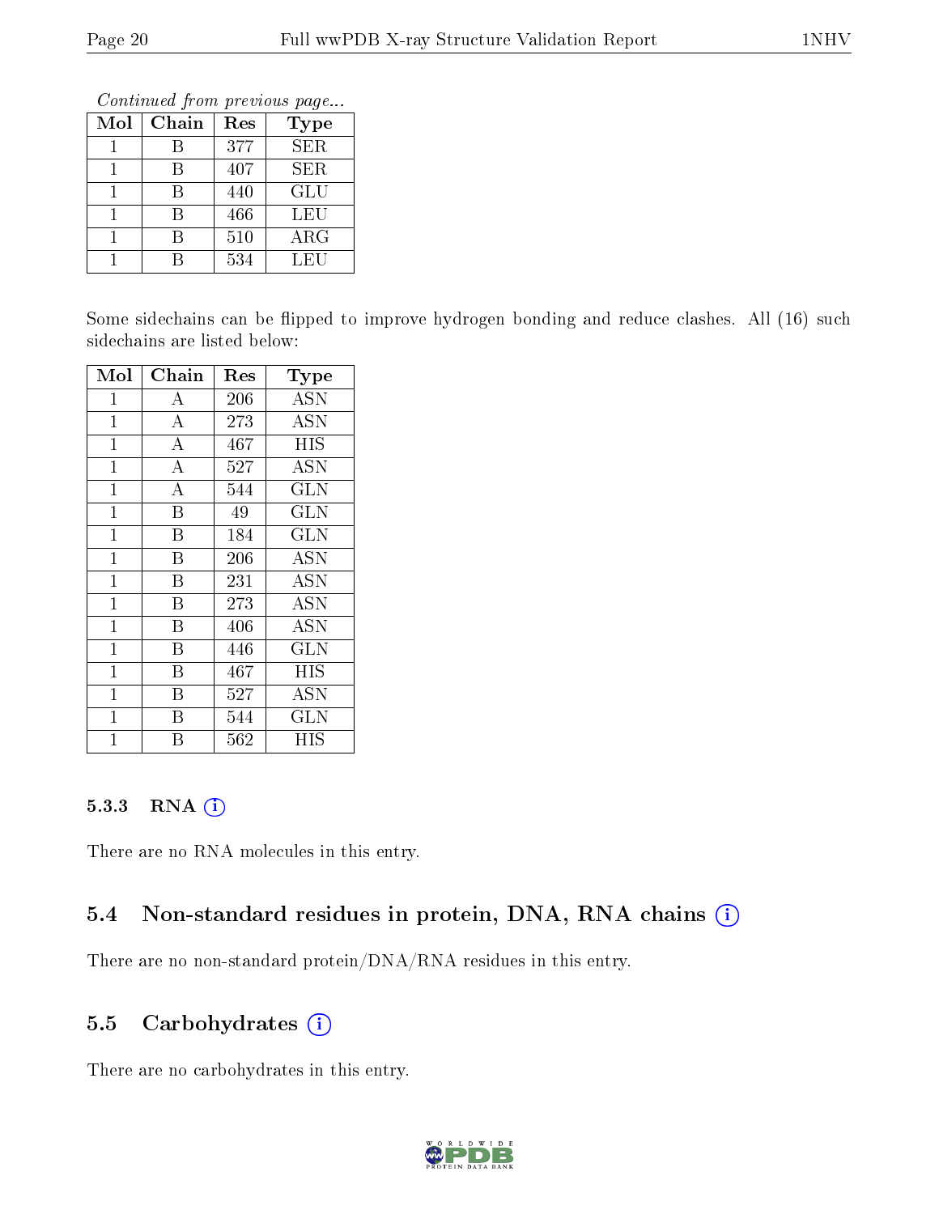*Continued from previous page...*

| Mol | Chain | Res | Type |
|---|---|---|---|
| 1 | B | 377 | SER |
| 1 | B | 407 | SER |
| 1 | B | 440 | GLU |
| 1 | B | 466 | LEU |
| 1 | B | 510 | ARG |
| 1 | B | 534 | LEU |

Some sidechains can be flipped to improve hydrogen bonding and reduce clashes. All (16) such sidechains are listed below:

| Mol | Chain | Res | Type |
|---|---|---|---|
| 1 | A | 206 | ASN |
| 1 | A | 273 | ASN |
| 1 | A | 467 | HIS |
| 1 | A | 527 | ASN |
| 1 | A | 544 | GLN |
| 1 | B | 49 | GLN |
| 1 | B | 184 | GLN |
| 1 | B | 206 | ASN |
| 1 | B | 231 | ASN |
| 1 | B | 273 | ASN |
| 1 | B | 406 | ASN |
| 1 | B | 446 | GLN |
| 1 | B | 467 | HIS |
| 1 | B | 527 | ASN |
| 1 | B | 544 | GLN |
| 1 | B | 562 | HIS |

#### 5.3.3 RNA

There are no RNA molecules in this entry.

### 5.4 Non-standard residues in protein, DNA, RNA chains

There are no non-standard protein/DNA/RNA residues in this entry.

### 5.5 Carbohydrates

There are no carbohydrates in this entry.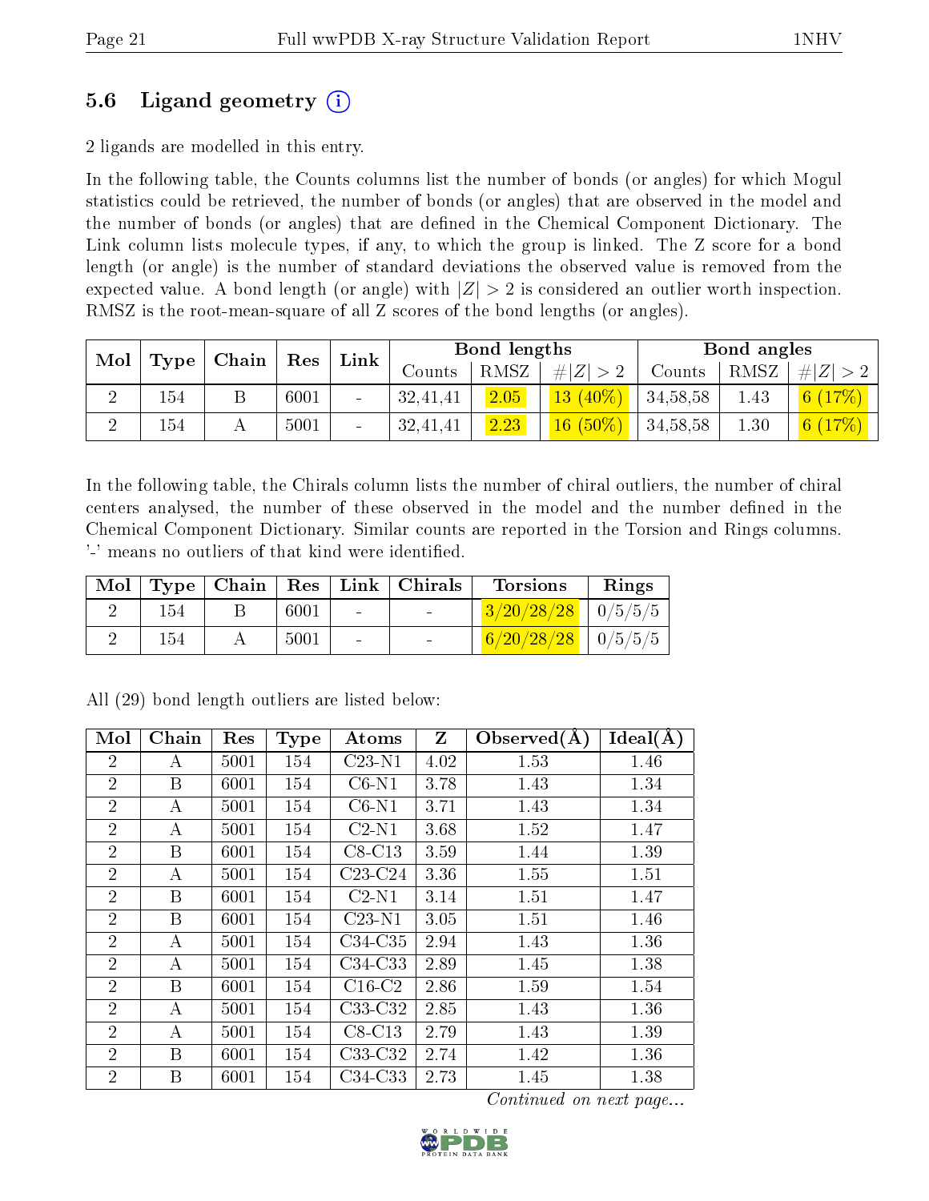## 5.6 Ligand geometry (i)

2 ligands are modelled in this entry.

In the following table, the Counts columns list the number of bonds (or angles) for which Mogul statistics could be retrieved, the number of bonds (or angles) that are observed in the model and the number of bonds (or angles) that are defined in the Chemical Component Dictionary. The Link column lists molecule types, if any, to which the group is linked. The Z score for a bond length (or angle) is the number of standard deviations the observed value is removed from the expected value. A bond length (or angle) with $|Z| > 2$ is considered an outlier worth inspection. RMSZ is the root-mean-square of all Z scores of the bond lengths (or angles).

| Mol | Type | Chain | Res | Link | Bond lengths | | | Bond angles | | |
|---|---|---|---|---|---|---|---|---|---|---|
| | | | | | Counts | RMSZ | $\#\|Z\| > 2$ | Counts | RMSZ | $\#\|Z\| > 2$ |
| 2 | 154 | B | 6001 | - | 32,41,41 | 2.05 | 13 (40%) | 34,58,58 | 1.43 | 6 (17%) |
| 2 | 154 | A | 5001 | - | 32,41,41 | 2.23 | 16 (50%) | 34,58,58 | 1.30 | 6 (17%) |

In the following table, the Chirals column lists the number of chiral outliers, the number of chiral centers analysed, the number of these observed in the model and the number defined in the Chemical Component Dictionary. Similar counts are reported in the Torsion and Rings columns. '-' means no outliers of that kind were identified.

| Mol | Type | Chain | Res | Link | Chirals | Torsions | Rings |
|---|---|---|---|---|---|---|---|
| 2 | 154 | B | 6001 | - | - | 3/20/28/28 | 0/5/5/5 |
| 2 | 154 | A | 5001 | - | - | 6/20/28/28 | 0/5/5/5 |

All (29) bond length outliers are listed below:

| Mol | Chain | Res | Type | Atoms | Z | Observed(Å) | Ideal(Å) |
|---|---|---|---|---|---|---|---|
| 2 | A | 5001 | 154 | C23-N1 | 4.02 | 1.53 | 1.46 |
| 2 | B | 6001 | 154 | C6-N1 | 3.78 | 1.43 | 1.34 |
| 2 | A | 5001 | 154 | C6-N1 | 3.71 | 1.43 | 1.34 |
| 2 | A | 5001 | 154 | C2-N1 | 3.68 | 1.52 | 1.47 |
| 2 | B | 6001 | 154 | C8-C13 | 3.59 | 1.44 | 1.39 |
| 2 | A | 5001 | 154 | C23-C24 | 3.36 | 1.55 | 1.51 |
| 2 | B | 6001 | 154 | C2-N1 | 3.14 | 1.51 | 1.47 |
| 2 | B | 6001 | 154 | C23-N1 | 3.05 | 1.51 | 1.46 |
| 2 | A | 5001 | 154 | C34-C35 | 2.94 | 1.43 | 1.36 |
| 2 | A | 5001 | 154 | C34-C33 | 2.89 | 1.45 | 1.38 |
| 2 | B | 6001 | 154 | C16-C2 | 2.86 | 1.59 | 1.54 |
| 2 | A | 5001 | 154 | C33-C32 | 2.85 | 1.43 | 1.36 |
| 2 | A | 5001 | 154 | C8-C13 | 2.79 | 1.43 | 1.39 |
| 2 | B | 6001 | 154 | C33-C32 | 2.74 | 1.42 | 1.36 |
| 2 | B | 6001 | 154 | C34-C33 | 2.73 | 1.45 | 1.38 |

*Continued on next page...*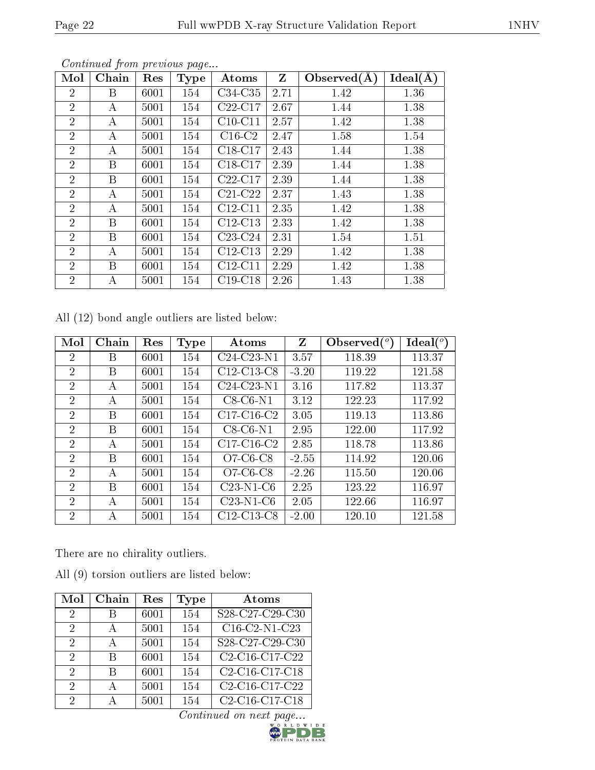*Continued from previous page...*

| Mol | Chain | Res | Type | Atoms | Z | Observed(Å) | Ideal(Å) |
|---|---|---|---|---|---|---|---|
| 2 | B | 6001 | 154 | C34-C35 | 2.71 | 1.42 | 1.36 |
| 2 | A | 5001 | 154 | C22-C17 | 2.67 | 1.44 | 1.38 |
| 2 | A | 5001 | 154 | C10-C11 | 2.57 | 1.42 | 1.38 |
| 2 | A | 5001 | 154 | C16-C2 | 2.47 | 1.58 | 1.54 |
| 2 | A | 5001 | 154 | C18-C17 | 2.43 | 1.44 | 1.38 |
| 2 | B | 6001 | 154 | C18-C17 | 2.39 | 1.44 | 1.38 |
| 2 | B | 6001 | 154 | C22-C17 | 2.39 | 1.44 | 1.38 |
| 2 | A | 5001 | 154 | C21-C22 | 2.37 | 1.43 | 1.38 |
| 2 | A | 5001 | 154 | C12-C11 | 2.35 | 1.42 | 1.38 |
| 2 | B | 6001 | 154 | C12-C13 | 2.33 | 1.42 | 1.38 |
| 2 | B | 6001 | 154 | C23-C24 | 2.31 | 1.54 | 1.51 |
| 2 | A | 5001 | 154 | C12-C13 | 2.29 | 1.42 | 1.38 |
| 2 | B | 6001 | 154 | C12-C11 | 2.29 | 1.42 | 1.38 |
| 2 | A | 5001 | 154 | C19-C18 | 2.26 | 1.43 | 1.38 |

All (12) bond angle outliers are listed below:

| Mol | Chain | Res | Type | Atoms | Z | Observed(°) | Ideal(°) |
|---|---|---|---|---|---|---|---|
| 2 | B | 6001 | 154 | C24-C23-N1 | 3.57 | 118.39 | 113.37 |
| 2 | B | 6001 | 154 | C12-C13-C8 | -3.20 | 119.22 | 121.58 |
| 2 | A | 5001 | 154 | C24-C23-N1 | 3.16 | 117.82 | 113.37 |
| 2 | A | 5001 | 154 | C8-C6-N1 | 3.12 | 122.23 | 117.92 |
| 2 | B | 6001 | 154 | C17-C16-C2 | 3.05 | 119.13 | 113.86 |
| 2 | B | 6001 | 154 | C8-C6-N1 | 2.95 | 122.00 | 117.92 |
| 2 | A | 5001 | 154 | C17-C16-C2 | 2.85 | 118.78 | 113.86 |
| 2 | B | 6001 | 154 | O7-C6-C8 | -2.55 | 114.92 | 120.06 |
| 2 | A | 5001 | 154 | O7-C6-C8 | -2.26 | 115.50 | 120.06 |
| 2 | B | 6001 | 154 | C23-N1-C6 | 2.25 | 123.22 | 116.97 |
| 2 | A | 5001 | 154 | C23-N1-C6 | 2.05 | 122.66 | 116.97 |
| 2 | A | 5001 | 154 | C12-C13-C8 | -2.00 | 120.10 | 121.58 |

There are no chirality outliers.

All (9) torsion outliers are listed below:

| Mol | Chain | Res | Type | Atoms |
|---|---|---|---|---|
| 2 | B | 6001 | 154 | S28-C27-C29-C30 |
| 2 | A | 5001 | 154 | C16-C2-N1-C23 |
| 2 | A | 5001 | 154 | S28-C27-C29-C30 |
| 2 | B | 6001 | 154 | C2-C16-C17-C22 |
| 2 | B | 6001 | 154 | C2-C16-C17-C18 |
| 2 | A | 5001 | 154 | C2-C16-C17-C22 |
| 2 | A | 5001 | 154 | C2-C16-C17-C18 |

*Continued on next page...*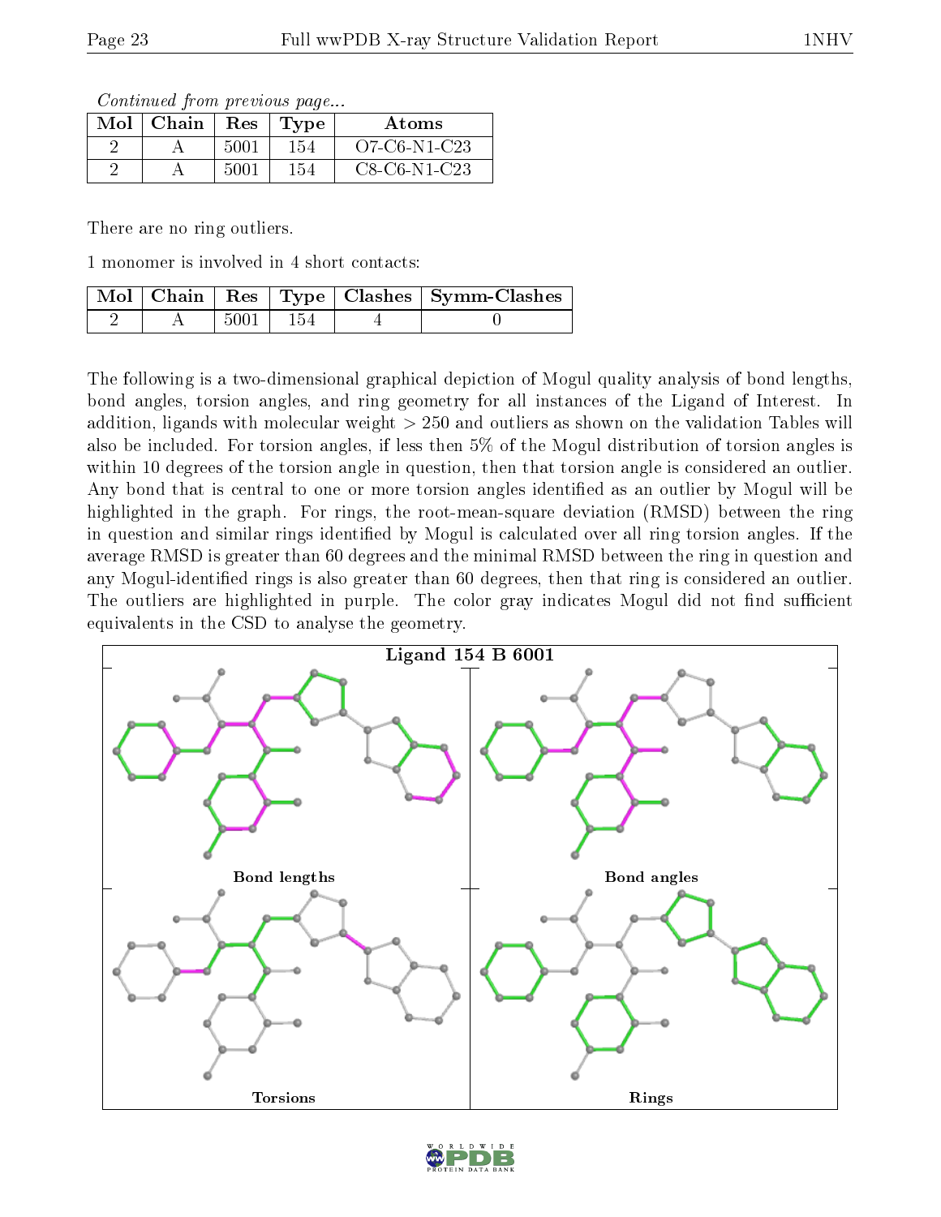*Continued from previous page...*

| Mol | Chain | Res | Type | Atoms |
| --- | --- | --- | --- | --- |
| 2 | A | 5001 | 154 | O7-C6-N1-C23 |
| 2 | A | 5001 | 154 | C8-C6-N1-C23 |

There are no ring outliers.

1 monomer is involved in 4 short contacts:

| Mol | Chain | Res | Type | Clashes | Symm-Clashes |
| --- | --- | --- | --- | --- | --- |
| 2 | A | 5001 | 154 | 4 | 0 |

The following is a two-dimensional graphical depiction of Mogul quality analysis of bond lengths, bond angles, torsion angles, and ring geometry for all instances of the Ligand of Interest. In addition, ligands with molecular weight > 250 and outliers as shown on the validation Tables will also be included. For torsion angles, if less then 5% of the Mogul distribution of torsion angles is within 10 degrees of the torsion angle in question, then that torsion angle is considered an outlier. Any bond that is central to one or more torsion angles identified as an outlier by Mogul will be highlighted in the graph. For rings, the root-mean-square deviation (RMSD) between the ring in question and similar rings identified by Mogul is calculated over all ring torsion angles. If the average RMSD is greater than 60 degrees and the minimal RMSD between the ring in question and any Mogul-identified rings is also greater than 60 degrees, then that ring is considered an outlier. The outliers are highlighted in purple. The color gray indicates Mogul did not find sufficient equivalents in the CSD to analyse the geometry.

Ligand 154 B 6001

Bond lengths

Bond angles

Torsions

Rings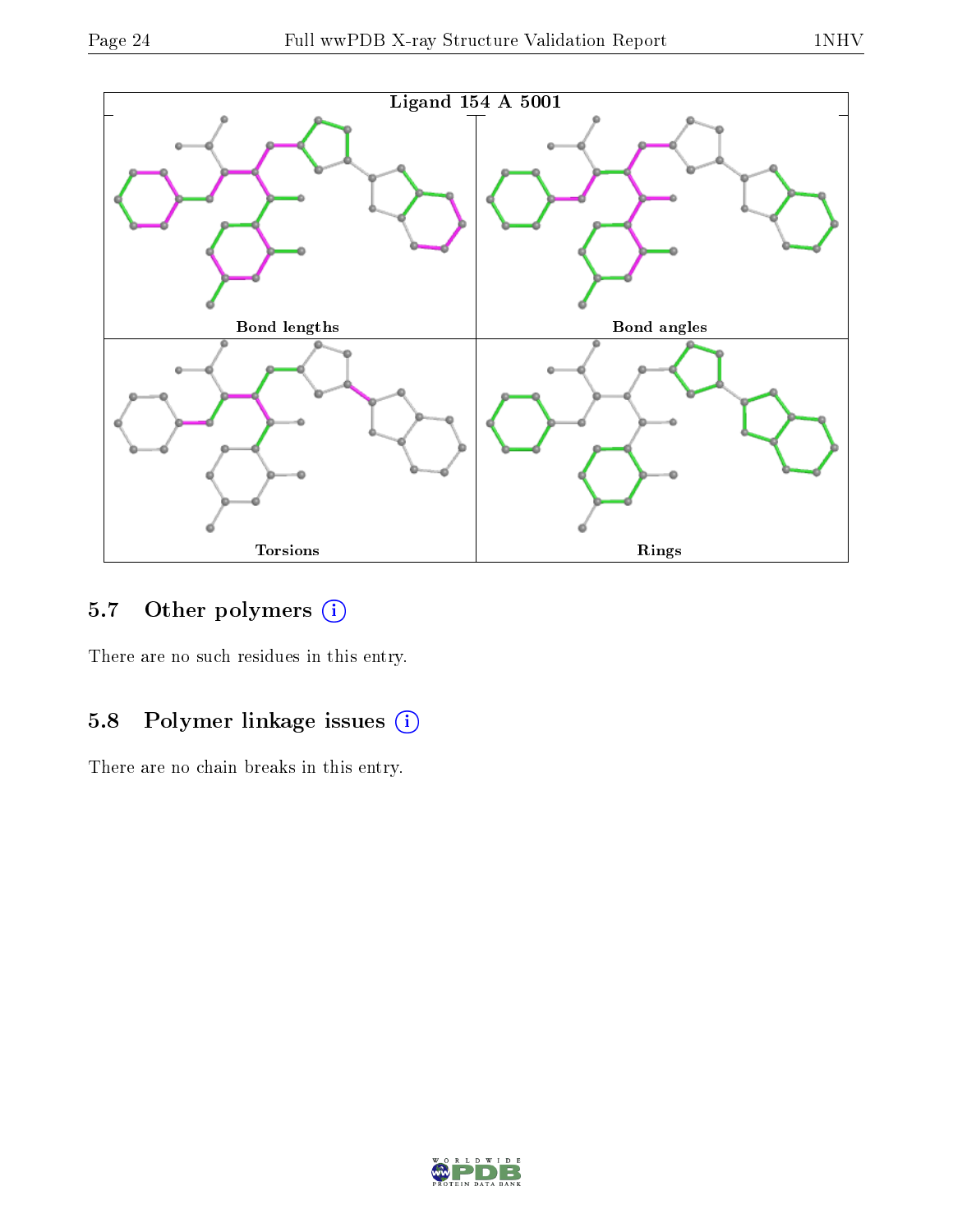Ligand 154 A 5001

Bond lengths

Bond angles

Torsions

Rings

## 5.7 Other polymers (i)

There are no such residues in this entry.

## 5.8 Polymer linkage issues (i)

There are no chain breaks in this entry.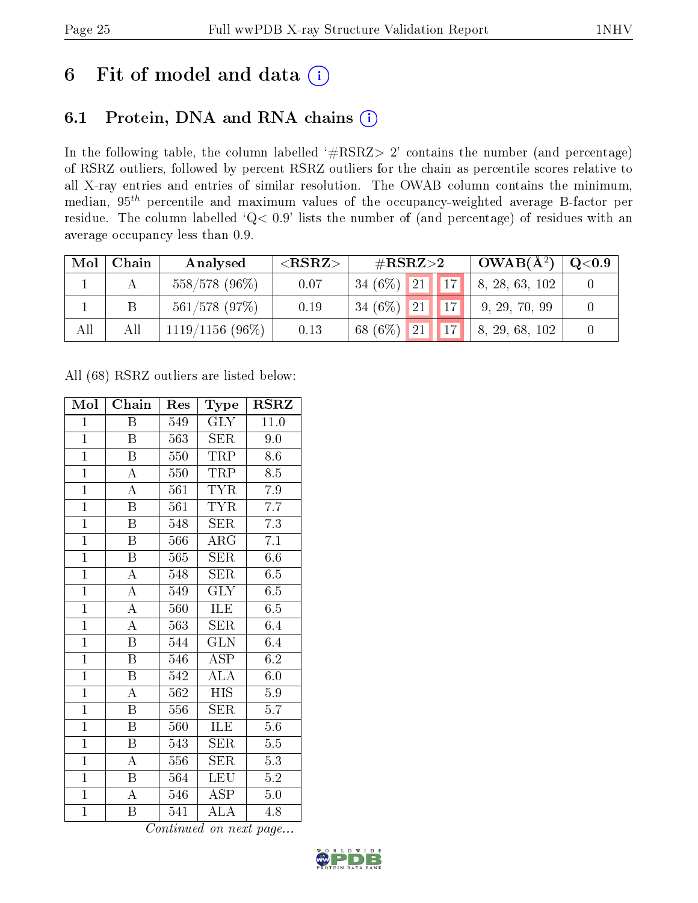# 6 Fit of model and data (i)

## 6.1 Protein, DNA and RNA chains (i)

In the following table, the column labelled '#RSRZ> 2' contains the number (and percentage) of RSRZ outliers, followed by percent RSRZ outliers for the chain as percentile scores relative to all X-ray entries and entries of similar resolution. The OWAB column contains the minimum, median, $95^{th}$ percentile and maximum values of the occupancy-weighted average B-factor per residue. The column labelled 'Q< 0.9' lists the number of (and percentage) of residues with an average occupancy less than 0.9.

| Mol | Chain | Analysed | <RSRZ> | #RSRZ>2 | | | OWAB(Å$^2$) | Q<0.9 |
|---|---|---|---|---|---|---|---|---|
| 1 | A | 558/578 (96%) | 0.07 | 34 (6%) | 21 | 17 | 8, 28, 63, 102 | 0 |
| 1 | B | 561/578 (97%) | 0.19 | 34 (6%) | 21 | 17 | 9, 29, 70, 99 | 0 |
| All | All | 1119/1156 (96%) | 0.13 | 68 (6%) | 21 | 17 | 8, 29, 68, 102 | 0 |

All (68) RSRZ outliers are listed below:

| Mol | Chain | Res | Type | RSRZ |
|---|---|---|---|---|
| 1 | B | 549 | GLY | 11.0 |
| 1 | B | 563 | SER | 9.0 |
| 1 | B | 550 | TRP | 8.6 |
| 1 | A | 550 | TRP | 8.5 |
| 1 | A | 561 | TYR | 7.9 |
| 1 | B | 561 | TYR | 7.7 |
| 1 | B | 548 | SER | 7.3 |
| 1 | B | 566 | ARG | 7.1 |
| 1 | B | 565 | SER | 6.6 |
| 1 | A | 548 | SER | 6.5 |
| 1 | A | 549 | GLY | 6.5 |
| 1 | A | 560 | ILE | 6.5 |
| 1 | A | 563 | SER | 6.4 |
| 1 | B | 544 | GLN | 6.4 |
| 1 | B | 546 | ASP | 6.2 |
| 1 | B | 542 | ALA | 6.0 |
| 1 | A | 562 | HIS | 5.9 |
| 1 | B | 556 | SER | 5.7 |
| 1 | B | 560 | ILE | 5.6 |
| 1 | B | 543 | SER | 5.5 |
| 1 | A | 556 | SER | 5.3 |
| 1 | B | 564 | LEU | 5.2 |
| 1 | A | 546 | ASP | 5.0 |
| 1 | B | 541 | ALA | 4.8 |

Continued on next page...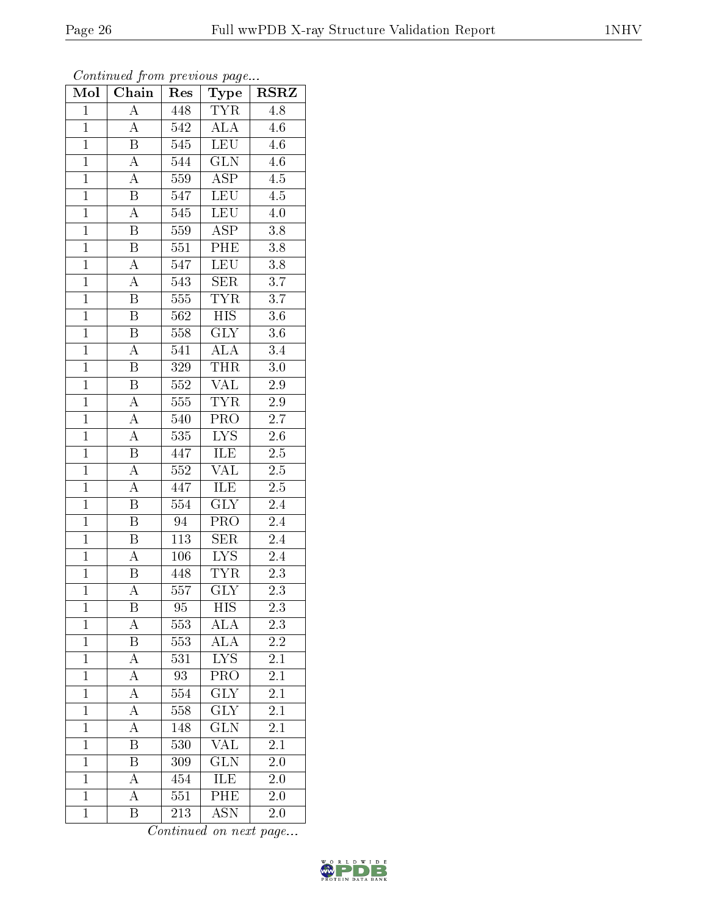*Continued from previous page...*

| Mol | Chain | Res | Type | RSRZ |
|---|---|---|---|---|
| 1 | A | 448 | TYR | 4.8 |
| 1 | A | 542 | ALA | 4.6 |
| 1 | B | 545 | LEU | 4.6 |
| 1 | A | 544 | GLN | 4.6 |
| 1 | A | 559 | ASP | 4.5 |
| 1 | B | 547 | LEU | 4.5 |
| 1 | A | 545 | LEU | 4.0 |
| 1 | B | 559 | ASP | 3.8 |
| 1 | B | 551 | PHE | 3.8 |
| 1 | A | 547 | LEU | 3.8 |
| 1 | A | 543 | SER | 3.7 |
| 1 | B | 555 | TYR | 3.7 |
| 1 | B | 562 | HIS | 3.6 |
| 1 | B | 558 | GLY | 3.6 |
| 1 | A | 541 | ALA | 3.4 |
| 1 | B | 329 | THR | 3.0 |
| 1 | B | 552 | VAL | 2.9 |
| 1 | A | 555 | TYR | 2.9 |
| 1 | A | 540 | PRO | 2.7 |
| 1 | A | 535 | LYS | 2.6 |
| 1 | B | 447 | ILE | 2.5 |
| 1 | A | 552 | VAL | 2.5 |
| 1 | A | 447 | ILE | 2.5 |
| 1 | B | 554 | GLY | 2.4 |
| 1 | B | 94 | PRO | 2.4 |
| 1 | B | 113 | SER | 2.4 |
| 1 | A | 106 | LYS | 2.4 |
| 1 | B | 448 | TYR | 2.3 |
| 1 | A | 557 | GLY | 2.3 |
| 1 | B | 95 | HIS | 2.3 |
| 1 | A | 553 | ALA | 2.3 |
| 1 | B | 553 | ALA | 2.2 |
| 1 | A | 531 | LYS | 2.1 |
| 1 | A | 93 | PRO | 2.1 |
| 1 | A | 554 | GLY | 2.1 |
| 1 | A | 558 | GLY | 2.1 |
| 1 | A | 148 | GLN | 2.1 |
| 1 | B | 530 | VAL | 2.1 |
| 1 | B | 309 | GLN | 2.0 |
| 1 | A | 454 | ILE | 2.0 |
| 1 | A | 551 | PHE | 2.0 |
| 1 | B | 213 | ASN | 2.0 |

*Continued on next page...*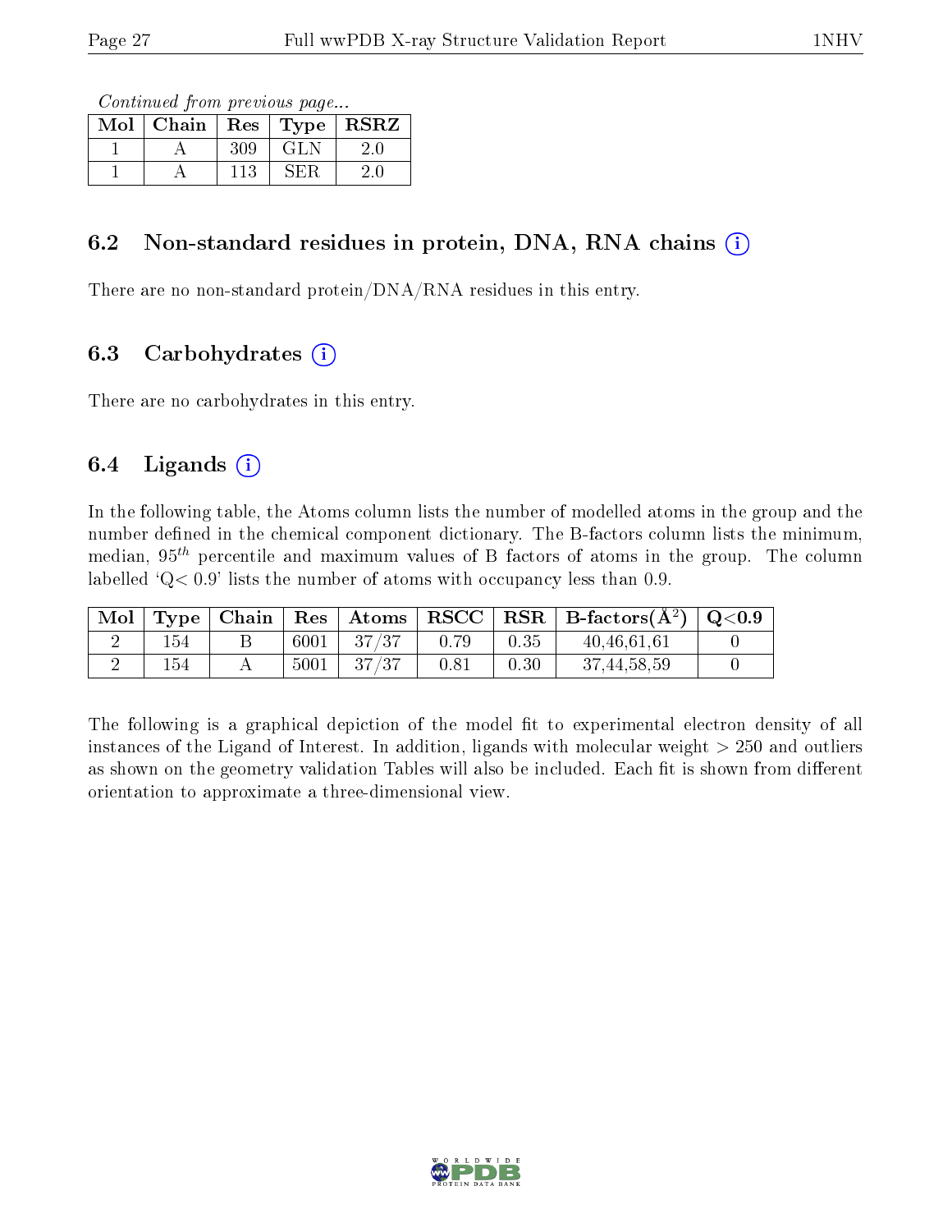*Continued from previous page...*

| Mol | Chain | Res | Type | RSRZ |
|---|---|---|---|---|
| 1 | A | 309 | GLN | 2.0 |
| 1 | A | 113 | SER | 2.0 |

## 6.2 Non-standard residues in protein, DNA, RNA chains (i)

There are no non-standard protein/DNA/RNA residues in this entry.

## 6.3 Carbohydrates (i)

There are no carbohydrates in this entry.

## 6.4 Ligands (i)

In the following table, the Atoms column lists the number of modelled atoms in the group and the number defined in the chemical component dictionary. The B-factors column lists the minimum, median, $95^{th}$ percentile and maximum values of B factors of atoms in the group. The column labelled 'Q< 0.9' lists the number of atoms with occupancy less than 0.9.

| Mol | Type | Chain | Res | Atoms | RSCC | RSR | B-factors(Å$^2$) | Q<0.9 |
|---|---|---|---|---|---|---|---|---|
| 2 | 154 | B | 6001 | 37/37 | 0.79 | 0.35 | 40,46,61,61 | 0 |
| 2 | 154 | A | 5001 | 37/37 | 0.81 | 0.30 | 37,44,58,59 | 0 |

The following is a graphical depiction of the model fit to experimental electron density of all instances of the Ligand of Interest. In addition, ligands with molecular weight > 250 and outliers as shown on the geometry validation Tables will also be included. Each fit is shown from different orientation to approximate a three-dimensional view.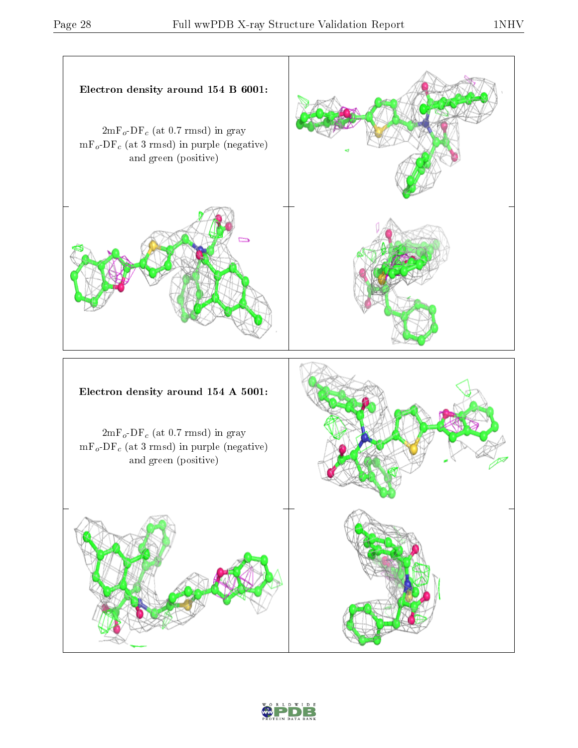**Electron density around 154 B 6001:**

$2mF_o$-$DF_c$ (at 0.7 rmsd) in gray
$mF_o$-$DF_c$ (at 3 rmsd) in purple (negative)
and green (positive)

**Electron density around 154 A 5001:**

$2mF_o$-$DF_c$ (at 0.7 rmsd) in gray
$mF_o$-$DF_c$ (at 3 rmsd) in purple (negative)
and green (positive)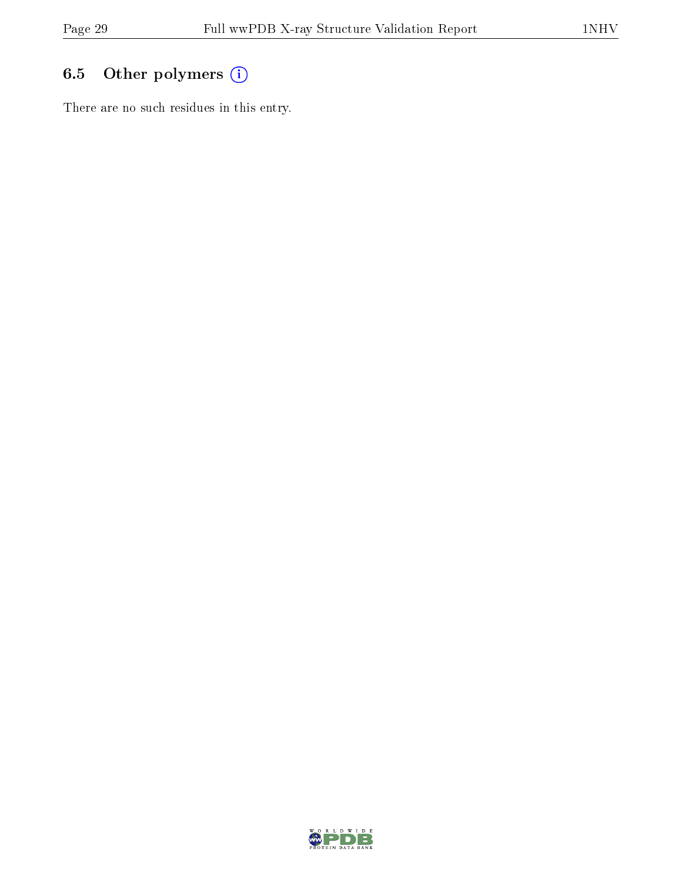### 6.5 Other polymers

There are no such residues in this entry.